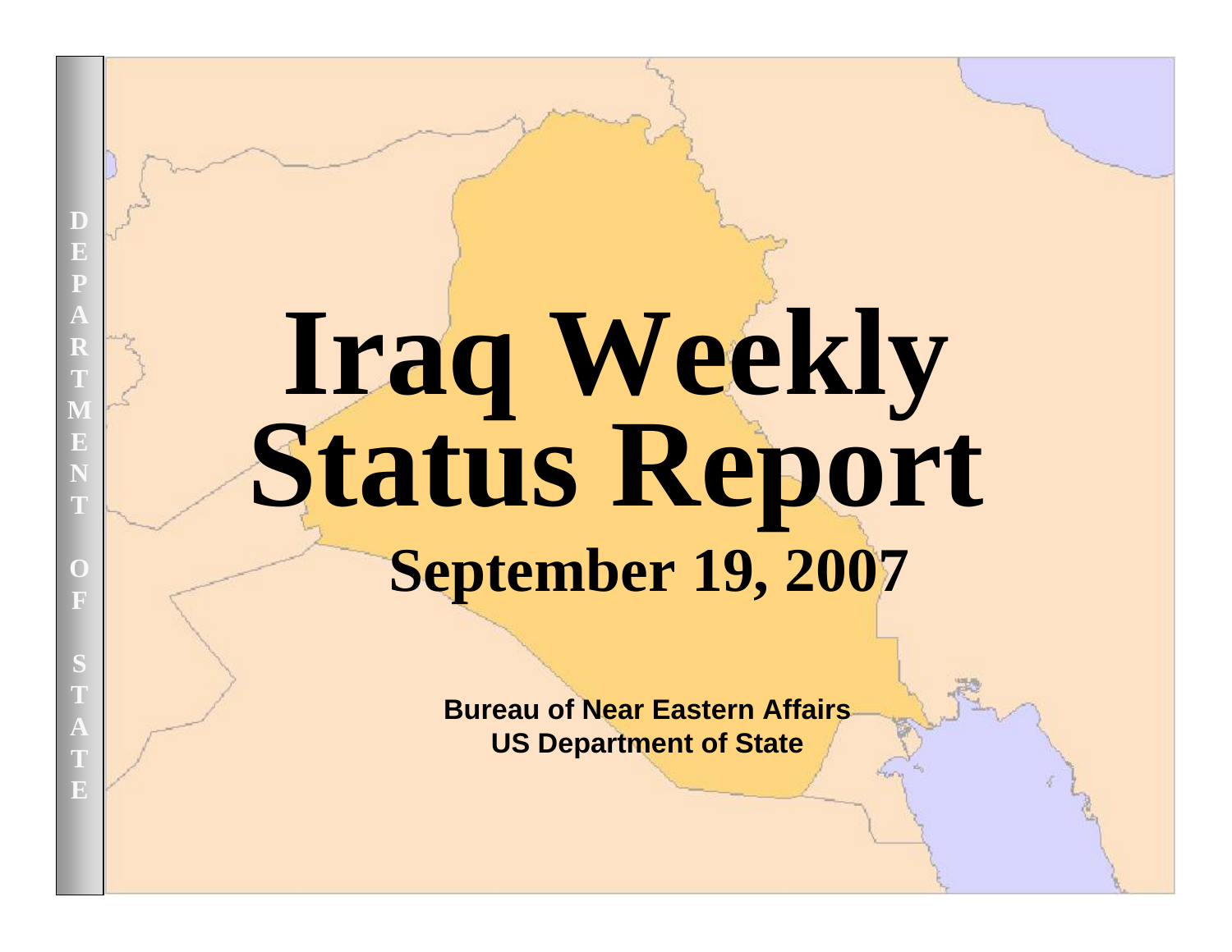# Iraq Weekly Status Report

## September 19, 2007

**Bureau of Near Eastern Affairs**
**US Department of State**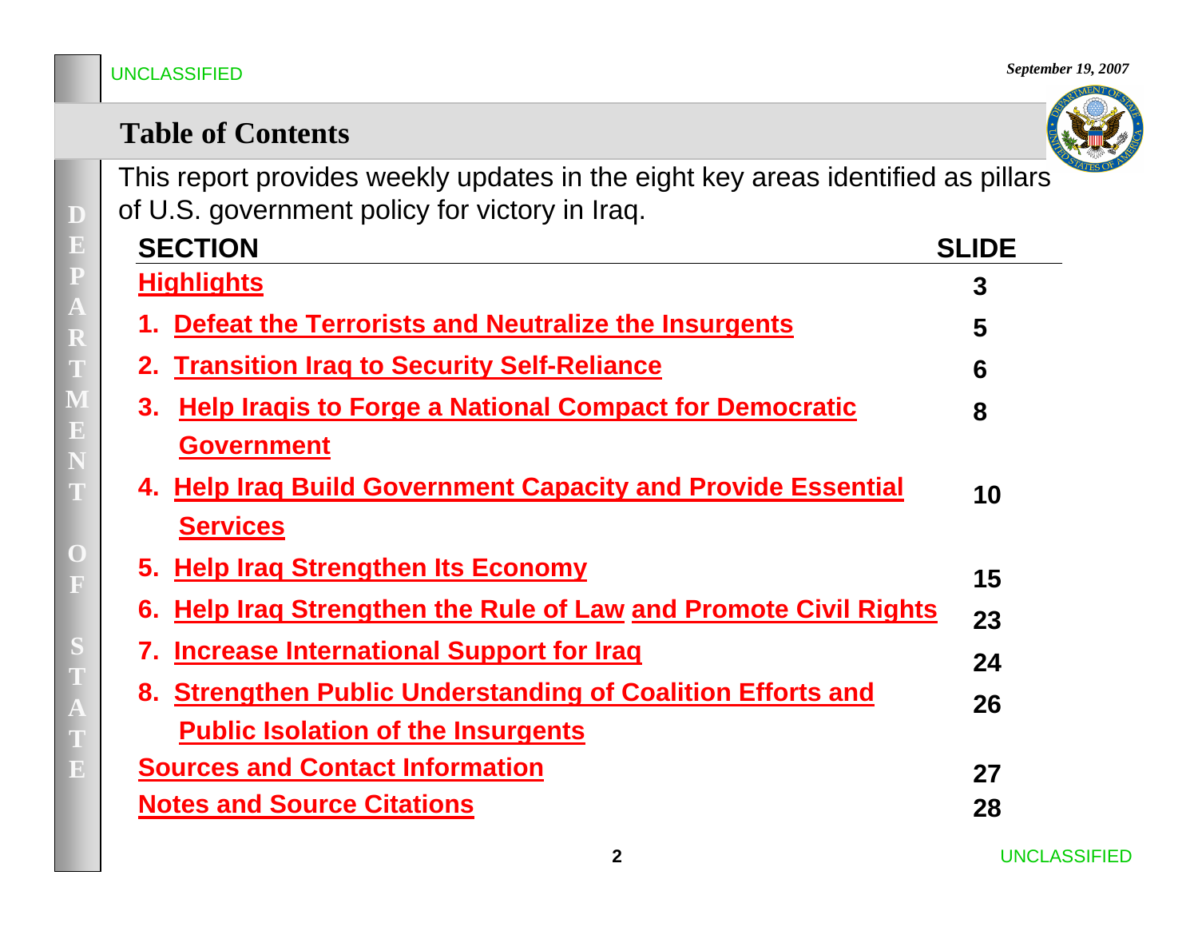UNCLASSIFIED

*September 19, 2007*

# Table of Contents

This report provides weekly updates in the eight key areas identified as pillars of U.S. government policy for victory in Iraq.

| SECTION | SLIDE |
|---|---|
| Highlights | 3 |
| 1. Defeat the Terrorists and Neutralize the Insurgents | 5 |
| 2. Transition Iraq to Security Self-Reliance | 6 |
| 3. Help Iraqis to Forge a National Compact for Democratic Government | 8 |
| 4. Help Iraq Build Government Capacity and Provide Essential Services | 10 |
| 5. Help Iraq Strengthen Its Economy | 15 |
| 6. Help Iraq Strengthen the Rule of Law and Promote Civil Rights | 23 |
| 7. Increase International Support for Iraq | 24 |
| 8. Strengthen Public Understanding of Coalition Efforts and Public Isolation of the Insurgents | 26 |
| Sources and Contact Information | 27 |
| Notes and Source Citations | 28 |

UNCLASSIFIED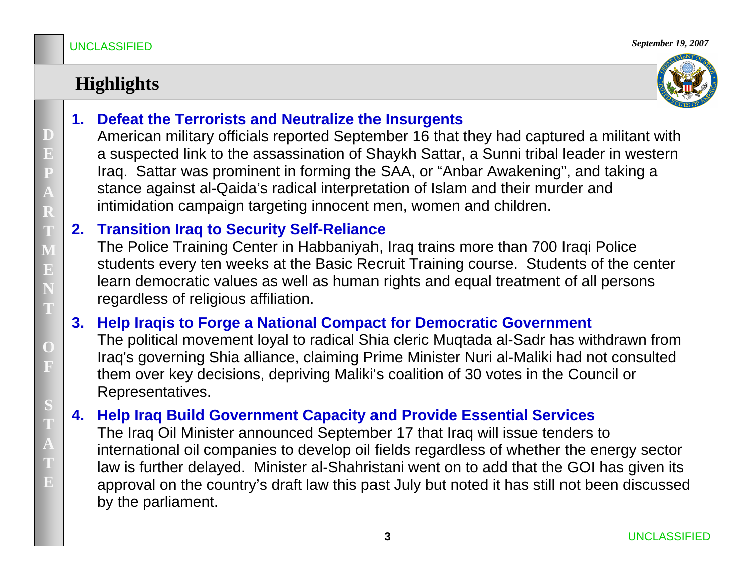UNCLASSIFIED

*September 19, 2007*

# Highlights

1. **Defeat the Terrorists and Neutralize the Insurgents**
   American military officials reported September 16 that they had captured a militant with a suspected link to the assassination of Shaykh Sattar, a Sunni tribal leader in western Iraq. Sattar was prominent in forming the SAA, or "Anbar Awakening", and taking a stance against al-Qaida's radical interpretation of Islam and their murder and intimidation campaign targeting innocent men, women and children.

2. **Transition Iraq to Security Self-Reliance**
   The Police Training Center in Habbaniyah, Iraq trains more than 700 Iraqi Police students every ten weeks at the Basic Recruit Training course. Students of the center learn democratic values as well as human rights and equal treatment of all persons regardless of religious affiliation.

3. **Help Iraqis to Forge a National Compact for Democratic Government**
   The political movement loyal to radical Shia cleric Muqtada al-Sadr has withdrawn from Iraq's governing Shia alliance, claiming Prime Minister Nuri al-Maliki had not consulted them over key decisions, depriving Maliki's coalition of 30 votes in the Council or Representatives.

4. **Help Iraq Build Government Capacity and Provide Essential Services**
   The Iraq Oil Minister announced September 17 that Iraq will issue tenders to international oil companies to develop oil fields regardless of whether the energy sector law is further delayed. Minister al-Shahristani went on to add that the GOI has given its approval on the country's draft law this past July but noted it has still not been discussed by the parliament.

UNCLASSIFIED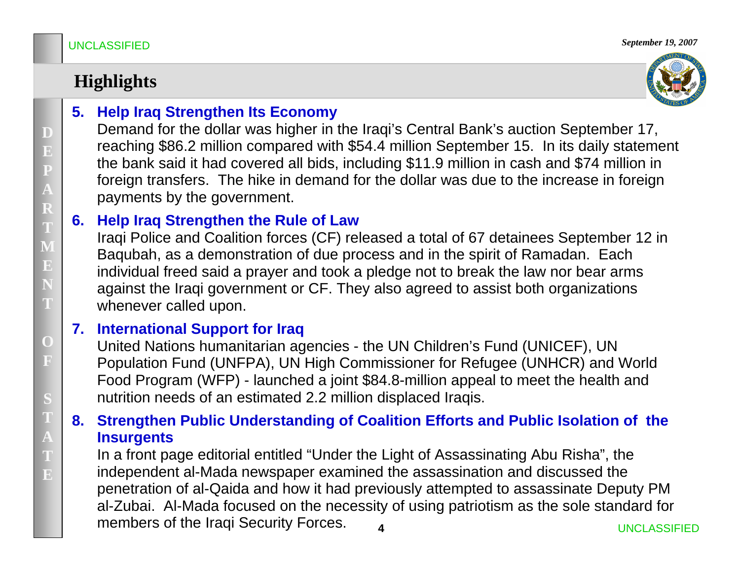UNCLASSIFIED

*September 19, 2007*

# Highlights

5. **Help Iraq Strengthen Its Economy**
   Demand for the dollar was higher in the Iraqi's Central Bank's auction September 17, reaching $86.2 million compared with $54.4 million September 15. In its daily statement the bank said it had covered all bids, including $11.9 million in cash and $74 million in foreign transfers. The hike in demand for the dollar was due to the increase in foreign payments by the government.

6. **Help Iraq Strengthen the Rule of Law**
   Iraqi Police and Coalition forces (CF) released a total of 67 detainees September 12 in Baqubah, as a demonstration of due process and in the spirit of Ramadan. Each individual freed said a prayer and took a pledge not to break the law nor bear arms against the Iraqi government or CF. They also agreed to assist both organizations whenever called upon.

7. **International Support for Iraq**
   United Nations humanitarian agencies - the UN Children's Fund (UNICEF), UN Population Fund (UNFPA), UN High Commissioner for Refugee (UNHCR) and World Food Program (WFP) - launched a joint $84.8-million appeal to meet the health and nutrition needs of an estimated 2.2 million displaced Iraqis.

8. **Strengthen Public Understanding of Coalition Efforts and Public Isolation of the Insurgents**
   In a front page editorial entitled "Under the Light of Assassinating Abu Risha", the independent al-Mada newspaper examined the assassination and discussed the penetration of al-Qaida and how it had previously attempted to assassinate Deputy PM al-Zubai. Al-Mada focused on the necessity of using patriotism as the sole standard for members of the Iraqi Security Forces.

UNCLASSIFIED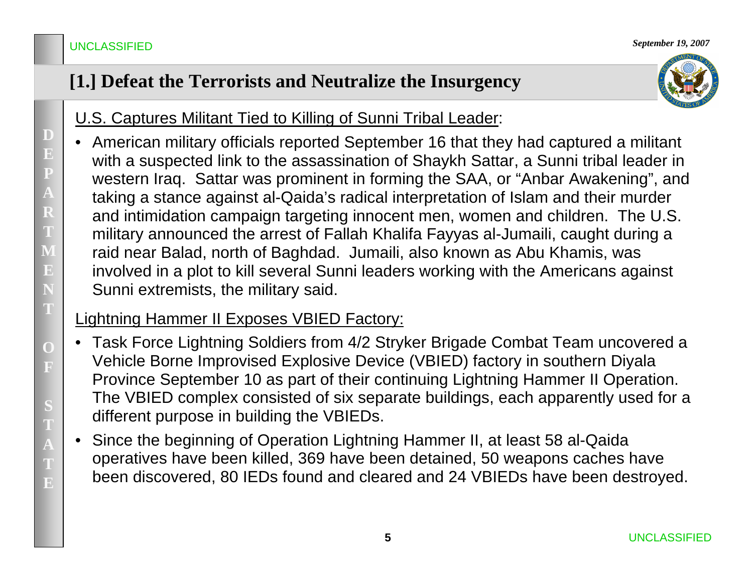## [1.] Defeat the Terrorists and Neutralize the Insurgency

U.S. Captures Militant Tied to Killing of Sunni Tribal Leader:

- American military officials reported September 16 that they had captured a militant with a suspected link to the assassination of Shaykh Sattar, a Sunni tribal leader in western Iraq. Sattar was prominent in forming the SAA, or "Anbar Awakening", and taking a stance against al-Qaida's radical interpretation of Islam and their murder and intimidation campaign targeting innocent men, women and children. The U.S. military announced the arrest of Fallah Khalifa Fayyas al-Jumaili, caught during a raid near Balad, north of Baghdad. Jumaili, also known as Abu Khamis, was involved in a plot to kill several Sunni leaders working with the Americans against Sunni extremists, the military said.

Lightning Hammer II Exposes VBIED Factory:

- Task Force Lightning Soldiers from 4/2 Stryker Brigade Combat Team uncovered a Vehicle Borne Improvised Explosive Device (VBIED) factory in southern Diyala Province September 10 as part of their continuing Lightning Hammer II Operation. The VBIED complex consisted of six separate buildings, each apparently used for a different purpose in building the VBIEDs.
- Since the beginning of Operation Lightning Hammer II, at least 58 al-Qaida operatives have been killed, 369 have been detained, 50 weapons caches have been discovered, 80 IEDs found and cleared and 24 VBIEDs have been destroyed.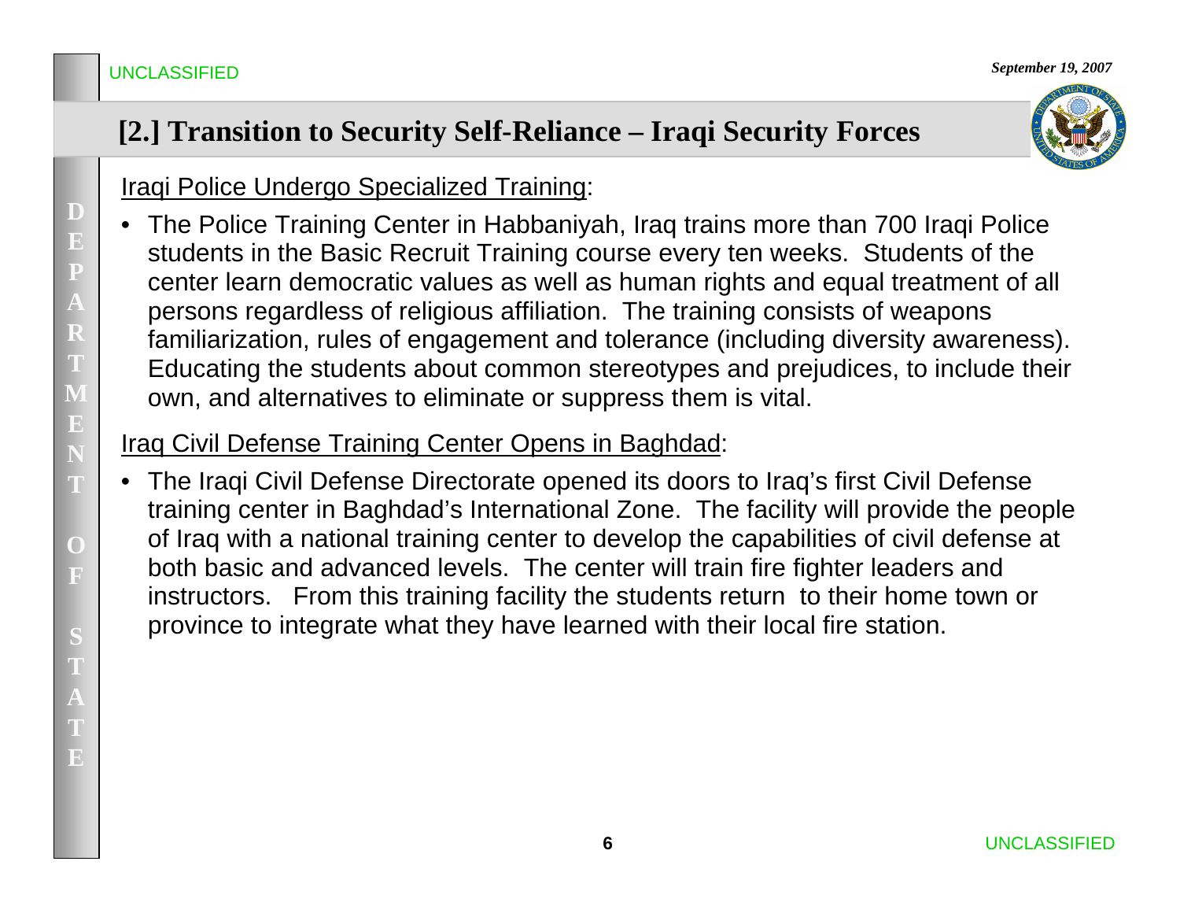## [2.] Transition to Security Self-Reliance – Iraqi Security Forces

Iraqi Police Undergo Specialized Training:

- The Police Training Center in Habbaniyah, Iraq trains more than 700 Iraqi Police students in the Basic Recruit Training course every ten weeks. Students of the center learn democratic values as well as human rights and equal treatment of all persons regardless of religious affiliation. The training consists of weapons familiarization, rules of engagement and tolerance (including diversity awareness). Educating the students about common stereotypes and prejudices, to include their own, and alternatives to eliminate or suppress them is vital.

Iraq Civil Defense Training Center Opens in Baghdad:

- The Iraqi Civil Defense Directorate opened its doors to Iraq's first Civil Defense training center in Baghdad's International Zone. The facility will provide the people of Iraq with a national training center to develop the capabilities of civil defense at both basic and advanced levels. The center will train fire fighter leaders and instructors. From this training facility the students return to their home town or province to integrate what they have learned with their local fire station.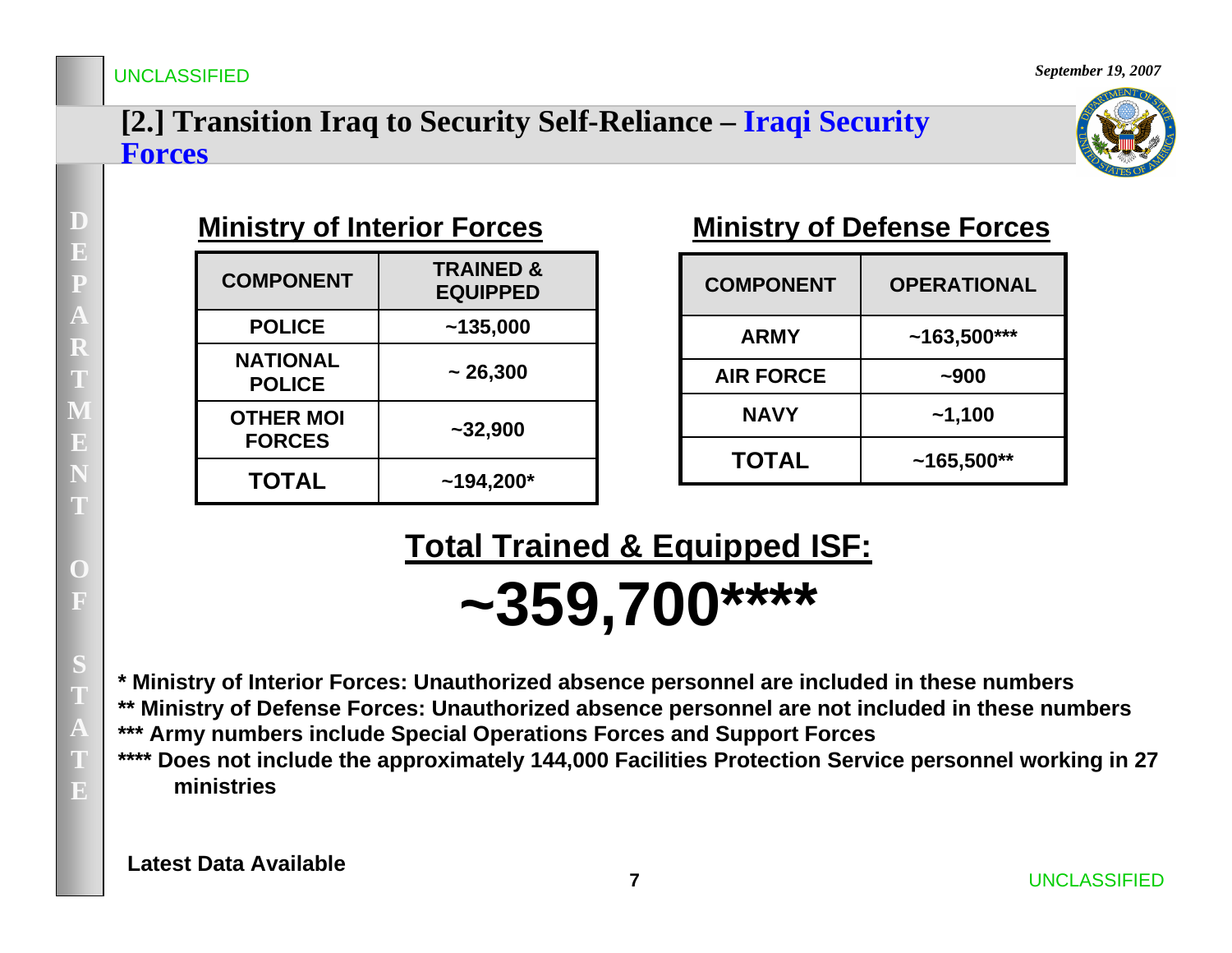# [2.] Transition Iraq to Security Self-Reliance – Iraqi Security Forces

## Ministry of Interior Forces

| COMPONENT | TRAINED & EQUIPPED |
|---|---|
| POLICE | ~135,000 |
| NATIONAL POLICE | ~ 26,300 |
| OTHER MOI FORCES | ~32,900 |
| TOTAL | ~194,200* |

## Ministry of Defense Forces

| COMPONENT | OPERATIONAL |
|---|---|
| ARMY | ~163,500*** |
| AIR FORCE | ~900 |
| NAVY | ~1,100 |
| TOTAL | ~165,500** |

## Total Trained & Equipped ISF:

# ~359,700****

**\* Ministry of Interior Forces: Unauthorized absence personnel are included in these numbers**
**\*\* Ministry of Defense Forces: Unauthorized absence personnel are not included in these numbers**
**\*\*\* Army numbers include Special Operations Forces and Support Forces**
**\*\*\*\* Does not include the approximately 144,000 Facilities Protection Service personnel working in 27 ministries**

**Latest Data Available**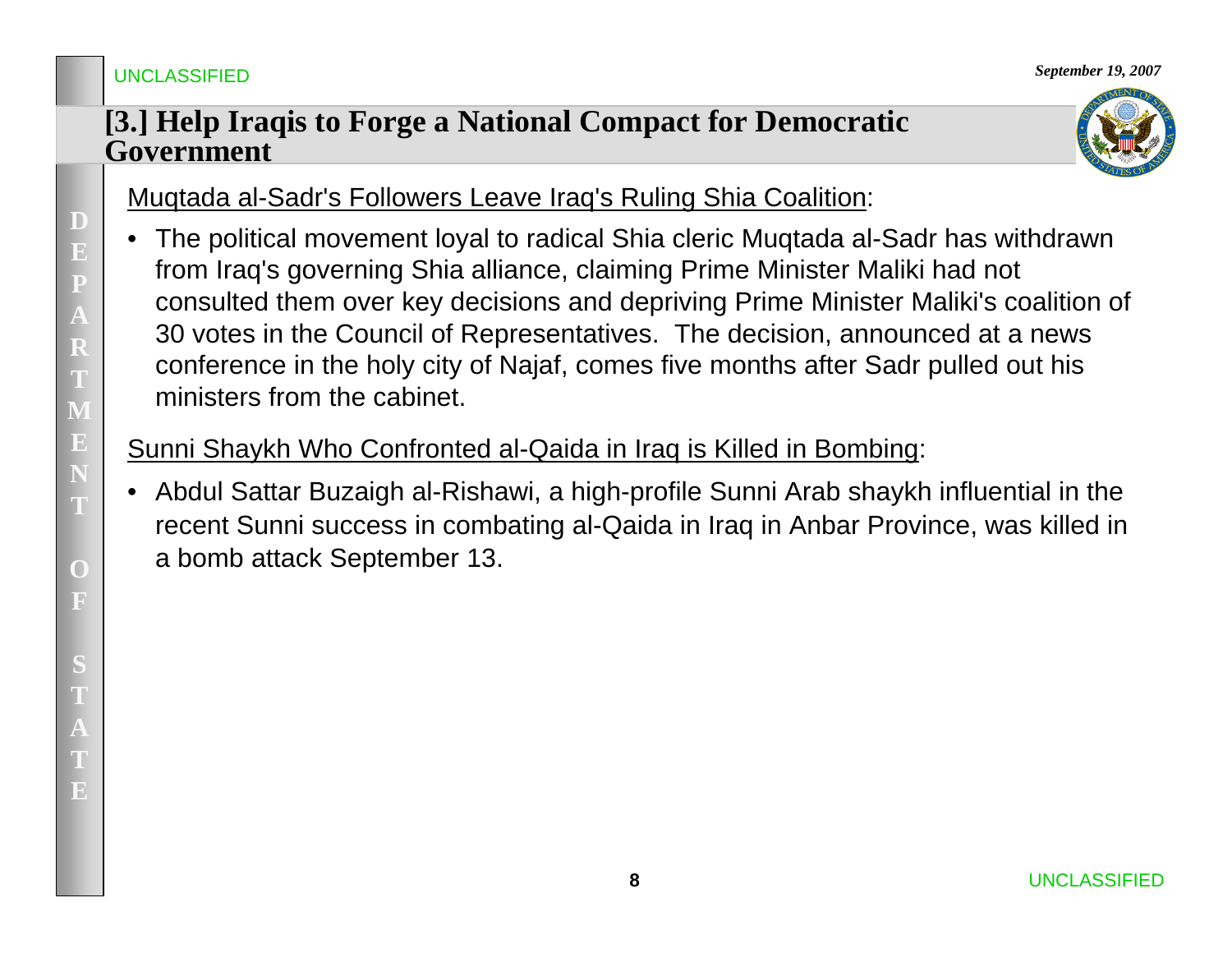## [3.] Help Iraqis to Forge a National Compact for Democratic Government

Muqtada al-Sadr's Followers Leave Iraq's Ruling Shia Coalition:

- The political movement loyal to radical Shia cleric Muqtada al-Sadr has withdrawn from Iraq's governing Shia alliance, claiming Prime Minister Maliki had not consulted them over key decisions and depriving Prime Minister Maliki's coalition of 30 votes in the Council of Representatives. The decision, announced at a news conference in the holy city of Najaf, comes five months after Sadr pulled out his ministers from the cabinet.

Sunni Shaykh Who Confronted al-Qaida in Iraq is Killed in Bombing:

- Abdul Sattar Buzaigh al-Rishawi, a high-profile Sunni Arab shaykh influential in the recent Sunni success in combating al-Qaida in Iraq in Anbar Province, was killed in a bomb attack September 13.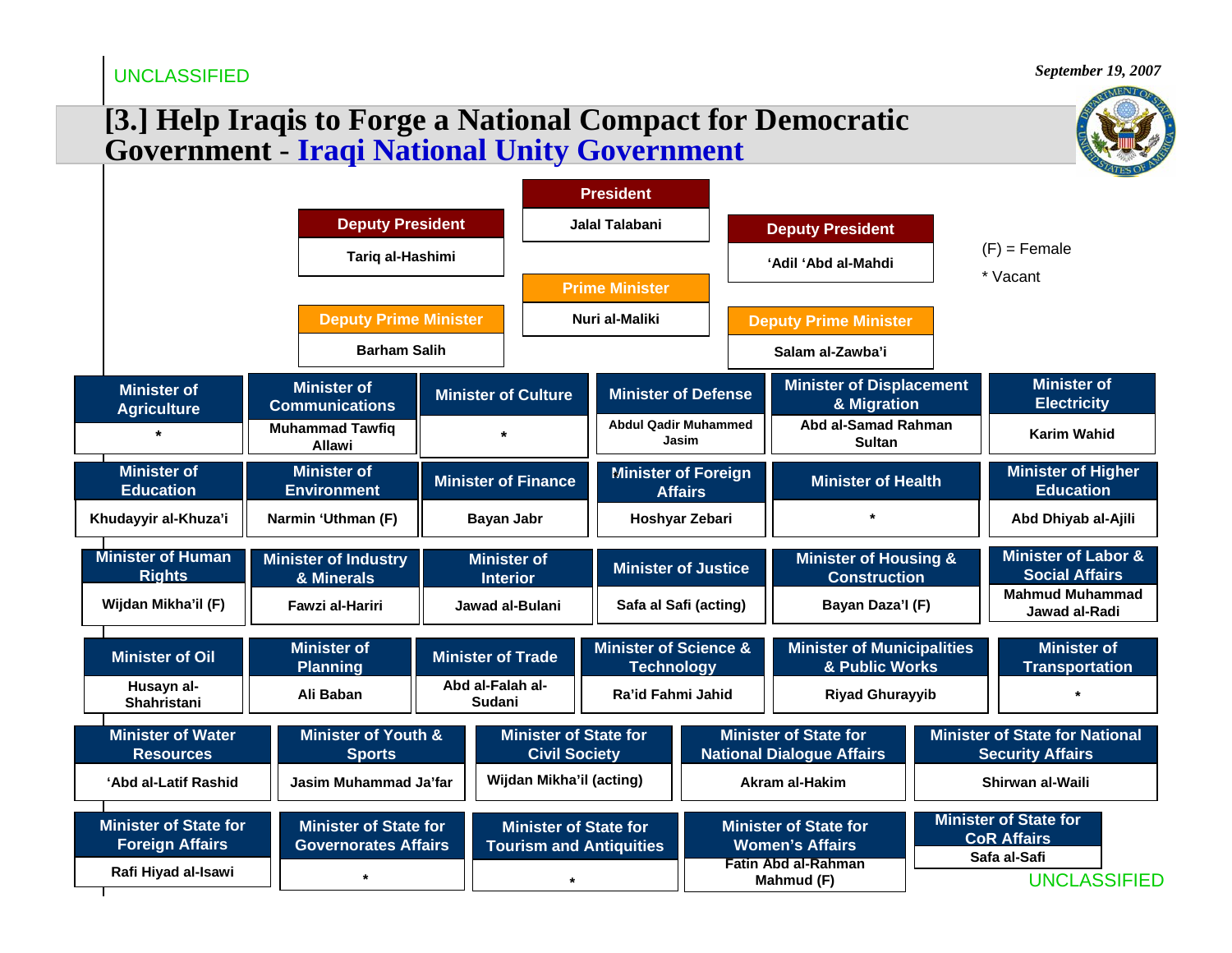UNCLASSIFIED

*September 19, 2007*

# [3.] Help Iraqis to Forge a National Compact for Democratic Government - Iraqi National Unity Government

(F) = Female

\* Vacant

| Position | Name |
|---|---|
| President | Jalal Talabani |
| Deputy President | Tariq al-Hashimi |
| Deputy President | 'Adil 'Abd al-Mahdi |
| Prime Minister | Nuri al-Maliki |
| Deputy Prime Minister | Barham Salih |
| Deputy Prime Minister | Salam al-Zawba'i |

| Position | Name |
|---|---|
| Minister of Agriculture | * |
| Minister of Communications | Muhammad Tawfiq Allawi |
| Minister of Culture | * |
| Minister of Defense | Abdul Qadir Muhammed Jasim |
| Minister of Displacement & Migration | Abd al-Samad Rahman Sultan |
| Minister of Electricity | Karim Wahid |
| Minister of Education | Khudayyir al-Khuza'i |
| Minister of Environment | Narmin 'Uthman (F) |
| Minister of Finance | Bayan Jabr |
| Minister of Foreign Affairs | Hoshyar Zebari |
| Minister of Health | * |
| Minister of Higher Education | Abd Dhiyab al-Ajili |
| Minister of Human Rights | Wijdan Mikha'il (F) |
| Minister of Industry & Minerals | Fawzi al-Hariri |
| Minister of Interior | Jawad al-Bulani |
| Minister of Justice | Safa al Safi (acting) |
| Minister of Housing & Construction | Bayan Daza'I (F) |
| Minister of Labor & Social Affairs | Mahmud Muhammad Jawad al-Radi |
| Minister of Oil | Husayn al-Shahristani |
| Minister of Planning | Ali Baban |
| Minister of Trade | Abd al-Falah al-Sudani |
| Minister of Science & Technology | Ra'id Fahmi Jahid |
| Minister of Municipalities & Public Works | Riyad Ghurayyib |
| Minister of Transportation | * |
| Minister of Water Resources | 'Abd al-Latif Rashid |
| Minister of Youth & Sports | Jasim Muhammad Ja'far |
| Minister of State for Civil Society | Wijdan Mikha'il (acting) |
| Minister of State for National Dialogue Affairs | Akram al-Hakim |
| Minister of State for National Security Affairs | Shirwan al-Waili |
| Minister of State for Foreign Affairs | Rafi Hiyad al-Isawi |
| Minister of State for Governorates Affairs | * |
| Minister of State for Tourism and Antiquities | * |
| Minister of State for Women's Affairs | Fatin Abd al-Rahman Mahmud (F) |
| Minister of State for CoR Affairs | Safa al-Safi |

UNCLASSIFIED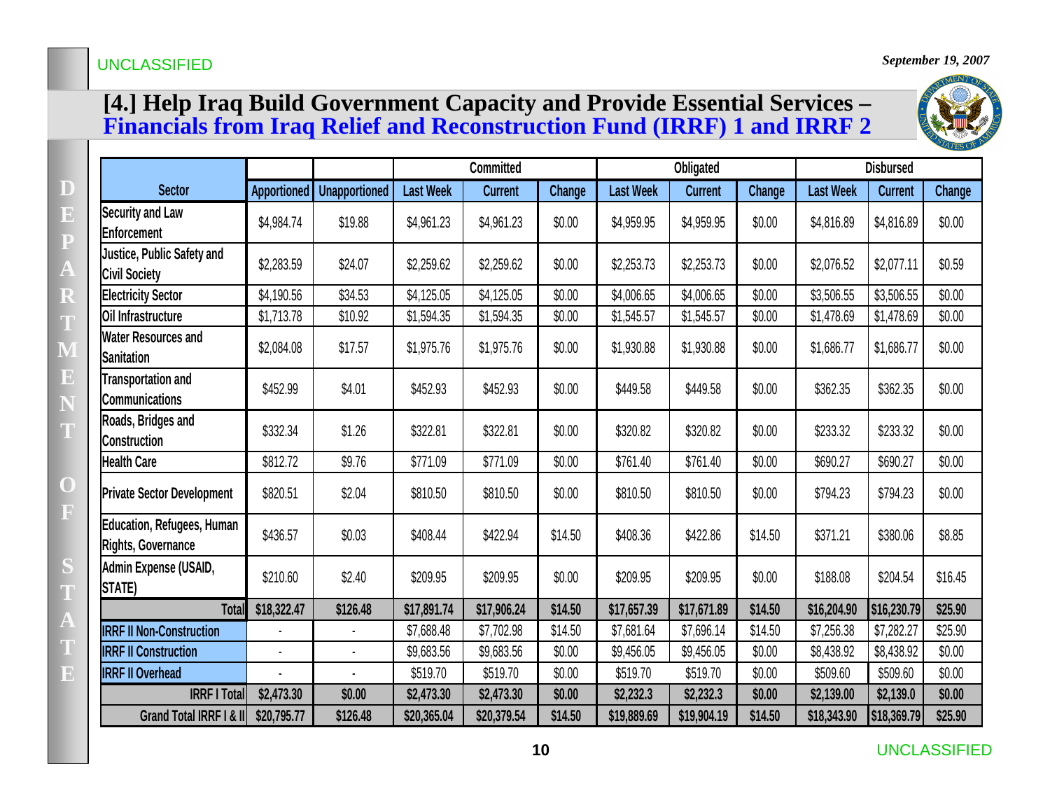# [4.] Help Iraq Build Government Capacity and Provide Essential Services – Financials from Iraq Relief and Reconstruction Fund (IRRF) 1 and IRRF 2

| Sector | Apportioned | Unapportioned | Committed | | | Obligated | | | Disbursed | | |
|---|---|---|---|---|---|---|---|---|---|---|---|
| | | | Last Week | Current | Change | Last Week | Current | Change | Last Week | Current | Change |
| Security and Law Enforcement | $4,984.74 | $19.88 | $4,961.23 | $4,961.23 | $0.00 | $4,959.95 | $4,959.95 | $0.00 | $4,816.89 | $4,816.89 | $0.00 |
| Justice, Public Safety and Civil Society | $2,283.59 | $24.07 | $2,259.62 | $2,259.62 | $0.00 | $2,253.73 | $2,253.73 | $0.00 | $2,076.52 | $2,077.11 | $0.59 |
| Electricity Sector | $4,190.56 | $34.53 | $4,125.05 | $4,125.05 | $0.00 | $4,006.65 | $4,006.65 | $0.00 | $3,506.55 | $3,506.55 | $0.00 |
| Oil Infrastructure | $1,713.78 | $10.92 | $1,594.35 | $1,594.35 | $0.00 | $1,545.57 | $1,545.57 | $0.00 | $1,478.69 | $1,478.69 | $0.00 |
| Water Resources and Sanitation | $2,084.08 | $17.57 | $1,975.76 | $1,975.76 | $0.00 | $1,930.88 | $1,930.88 | $0.00 | $1,686.77 | $1,686.77 | $0.00 |
| Transportation and Communications | $452.99 | $4.01 | $452.93 | $452.93 | $0.00 | $449.58 | $449.58 | $0.00 | $362.35 | $362.35 | $0.00 |
| Roads, Bridges and Construction | $332.34 | $1.26 | $322.81 | $322.81 | $0.00 | $320.82 | $320.82 | $0.00 | $233.32 | $233.32 | $0.00 |
| Health Care | $812.72 | $9.76 | $771.09 | $771.09 | $0.00 | $761.40 | $761.40 | $0.00 | $690.27 | $690.27 | $0.00 |
| Private Sector Development | $820.51 | $2.04 | $810.50 | $810.50 | $0.00 | $810.50 | $810.50 | $0.00 | $794.23 | $794.23 | $0.00 |
| Education, Refugees, Human Rights, Governance | $436.57 | $0.03 | $408.44 | $422.94 | $14.50 | $408.36 | $422.86 | $14.50 | $371.21 | $380.06 | $8.85 |
| Admin Expense (USAID, STATE) | $210.60 | $2.40 | $209.95 | $209.95 | $0.00 | $209.95 | $209.95 | $0.00 | $188.08 | $204.54 | $16.45 |
| **Total** | **$18,322.47** | **$126.48** | **$17,891.74** | **$17,906.24** | **$14.50** | **$17,657.39** | **$17,671.89** | **$14.50** | **$16,204.90** | **$16,230.79** | **$25.90** |
| IRRF II Non-Construction | - | - | $7,688.48 | $7,702.98 | $14.50 | $7,681.64 | $7,696.14 | $14.50 | $7,256.38 | $7,282.27 | $25.90 |
| IRRF II Construction | - | - | $9,683.56 | $9,683.56 | $0.00 | $9,456.05 | $9,456.05 | $0.00 | $8,438.92 | $8,438.92 | $0.00 |
| IRRF II Overhead | - | - | $519.70 | $519.70 | $0.00 | $519.70 | $519.70 | $0.00 | $509.60 | $509.60 | $0.00 |
| **IRRF I Total** | **$2,473.30** | **$0.00** | **$2,473.30** | **$2,473.30** | **$0.00** | **$2,232.3** | **$2,232.3** | **$0.00** | **$2,139.00** | **$2,139.0** | **$0.00** |
| **Grand Total IRRF I & II** | **$20,795.77** | **$126.48** | **$20,365.04** | **$20,379.54** | **$14.50** | **$19,889.69** | **$19,904.19** | **$14.50** | **$18,343.90** | **$18,369.79** | **$25.90** |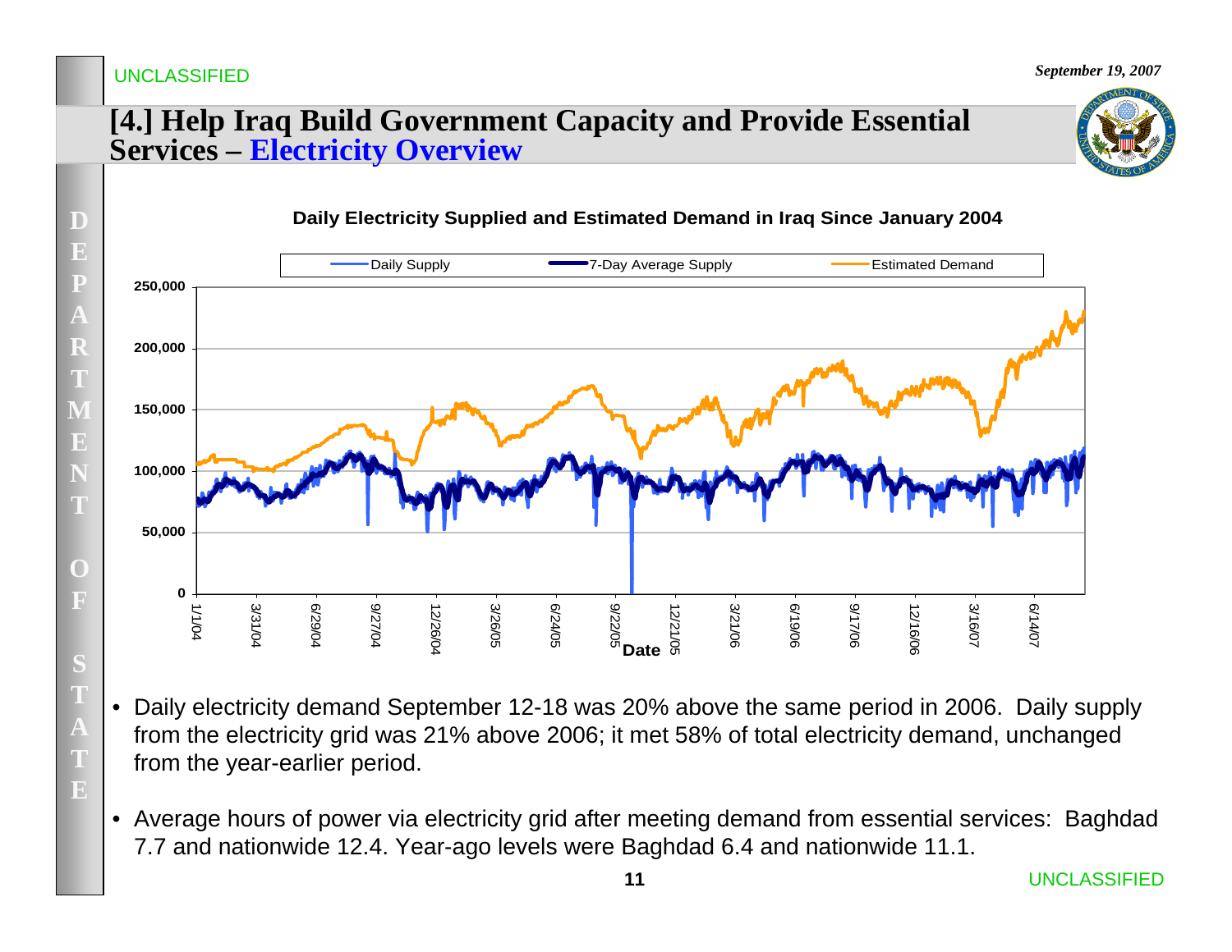# [4.] Help Iraq Build Government Capacity and Provide Essential Services – Electricity Overview

**Daily Electricity Supplied and Estimated Demand in Iraq Since January 2004**

- Daily electricity demand September 12-18 was 20% above the same period in 2006. Daily supply from the electricity grid was 21% above 2006; it met 58% of total electricity demand, unchanged from the year-earlier period.

- Average hours of power via electricity grid after meeting demand from essential services: Baghdad 7.7 and nationwide 12.4. Year-ago levels were Baghdad 6.4 and nationwide 11.1.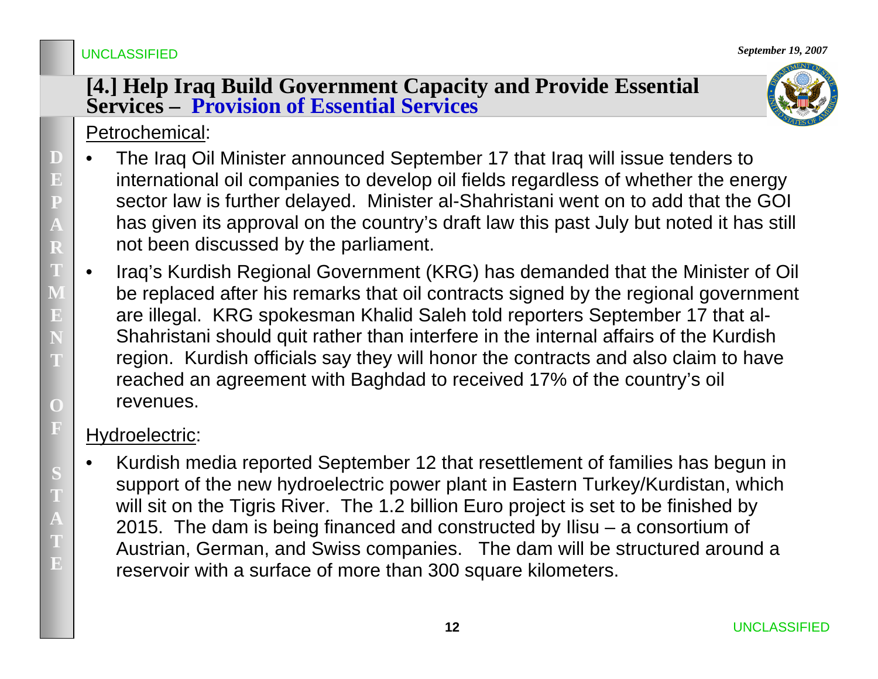## [4.] Help Iraq Build Government Capacity and Provide Essential Services – Provision of Essential Services

Petrochemical:

- The Iraq Oil Minister announced September 17 that Iraq will issue tenders to international oil companies to develop oil fields regardless of whether the energy sector law is further delayed. Minister al-Shahristani went on to add that the GOI has given its approval on the country's draft law this past July but noted it has still not been discussed by the parliament.
- Iraq's Kurdish Regional Government (KRG) has demanded that the Minister of Oil be replaced after his remarks that oil contracts signed by the regional government are illegal. KRG spokesman Khalid Saleh told reporters September 17 that al-Shahristani should quit rather than interfere in the internal affairs of the Kurdish region. Kurdish officials say they will honor the contracts and also claim to have reached an agreement with Baghdad to received 17% of the country's oil revenues.

Hydroelectric:

- Kurdish media reported September 12 that resettlement of families has begun in support of the new hydroelectric power plant in Eastern Turkey/Kurdistan, which will sit on the Tigris River. The 1.2 billion Euro project is set to be finished by 2015. The dam is being financed and constructed by Ilisu – a consortium of Austrian, German, and Swiss companies. The dam will be structured around a reservoir with a surface of more than 300 square kilometers.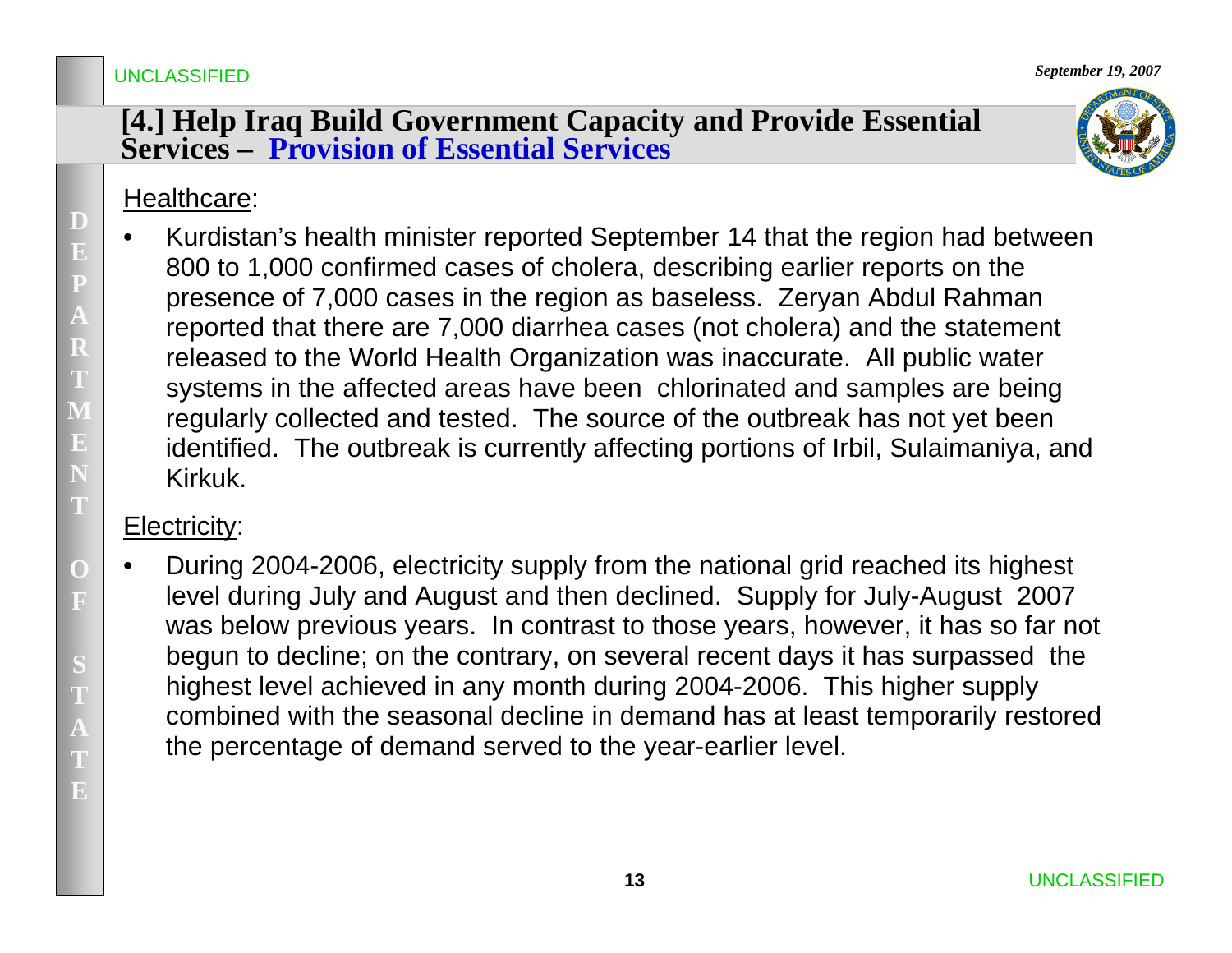UNCLASSIFIED

*September 19, 2007*

# [4.] Help Iraq Build Government Capacity and Provide Essential Services – Provision of Essential Services

Healthcare:

- Kurdistan's health minister reported September 14 that the region had between 800 to 1,000 confirmed cases of cholera, describing earlier reports on the presence of 7,000 cases in the region as baseless. Zeryan Abdul Rahman reported that there are 7,000 diarrhea cases (not cholera) and the statement released to the World Health Organization was inaccurate. All public water systems in the affected areas have been chlorinated and samples are being regularly collected and tested. The source of the outbreak has not yet been identified. The outbreak is currently affecting portions of Irbil, Sulaimaniya, and Kirkuk.

Electricity:

- During 2004-2006, electricity supply from the national grid reached its highest level during July and August and then declined. Supply for July-August 2007 was below previous years. In contrast to those years, however, it has so far not begun to decline; on the contrary, on several recent days it has surpassed the highest level achieved in any month during 2004-2006. This higher supply combined with the seasonal decline in demand has at least temporarily restored the percentage of demand served to the year-earlier level.

UNCLASSIFIED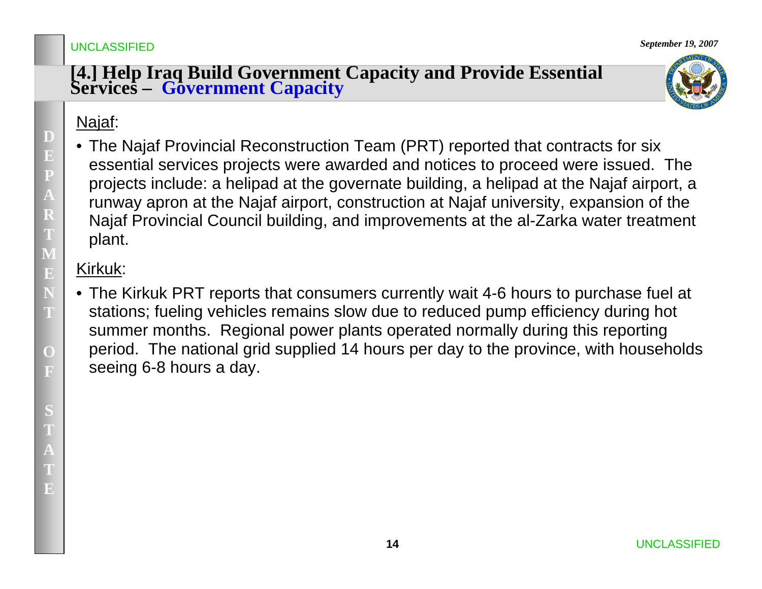# [4.] Help Iraq Build Government Capacity and Provide Essential Services – Government Capacity

Najaf:

- The Najaf Provincial Reconstruction Team (PRT) reported that contracts for six essential services projects were awarded and notices to proceed were issued. The projects include: a helipad at the governate building, a helipad at the Najaf airport, a runway apron at the Najaf airport, construction at Najaf university, expansion of the Najaf Provincial Council building, and improvements at the al-Zarka water treatment plant.

Kirkuk:

- The Kirkuk PRT reports that consumers currently wait 4-6 hours to purchase fuel at stations; fueling vehicles remains slow due to reduced pump efficiency during hot summer months. Regional power plants operated normally during this reporting period. The national grid supplied 14 hours per day to the province, with households seeing 6-8 hours a day.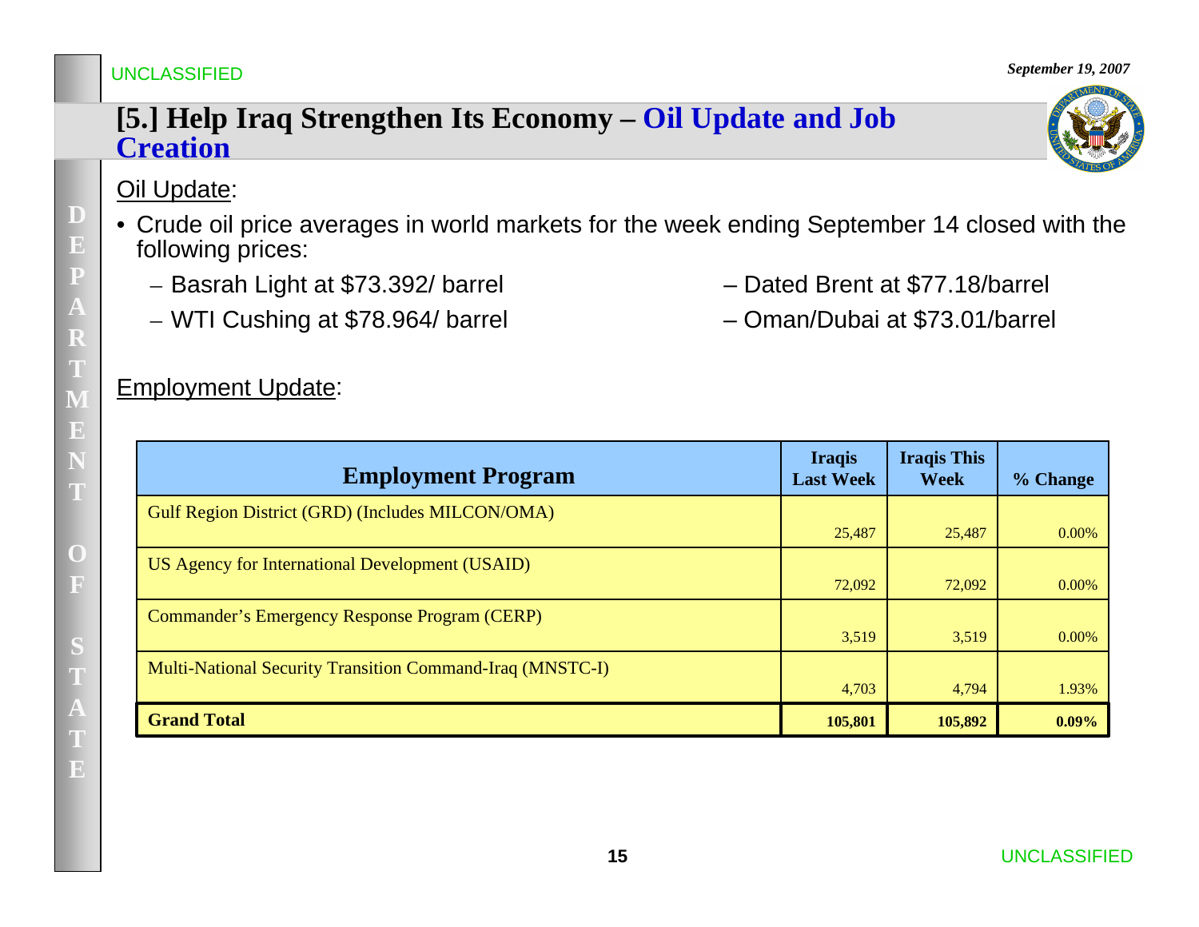# [5.] Help Iraq Strengthen Its Economy – Oil Update and Job Creation

Oil Update:

- Crude oil price averages in world markets for the week ending September 14 closed with the following prices:
  - Basrah Light at $73.392/ barrel
  - WTI Cushing at $78.964/ barrel
  - Dated Brent at $77.18/barrel
  - Oman/Dubai at $73.01/barrel

Employment Update:

| Employment Program | Iraqis Last Week | Iraqis This Week | % Change |
|---|---|---|---|
| Gulf Region District (GRD) (Includes MILCON/OMA) | 25,487 | 25,487 | 0.00% |
| US Agency for International Development (USAID) | 72,092 | 72,092 | 0.00% |
| Commander's Emergency Response Program (CERP) | 3,519 | 3,519 | 0.00% |
| Multi-National Security Transition Command-Iraq (MNSTC-I) | 4,703 | 4,794 | 1.93% |
| **Grand Total** | **105,801** | **105,892** | **0.09%** |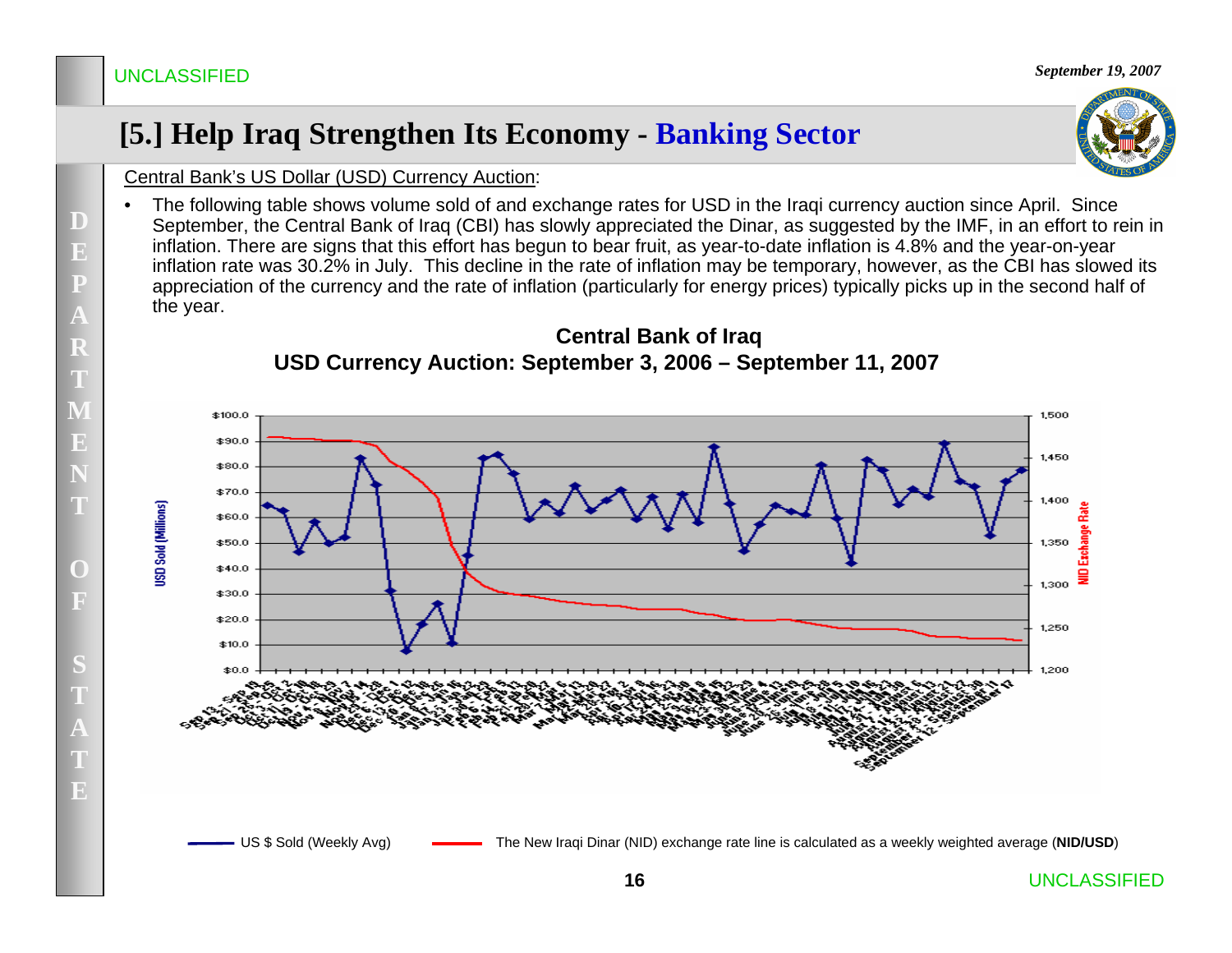# [5.] Help Iraq Strengthen Its Economy - Banking Sector

Central Bank's US Dollar (USD) Currency Auction:

- The following table shows volume sold of and exchange rates for USD in the Iraqi currency auction since April. Since September, the Central Bank of Iraq (CBI) has slowly appreciated the Dinar, as suggested by the IMF, in an effort to rein in inflation. There are signs that this effort has begun to bear fruit, as year-to-date inflation is 4.8% and the year-on-year inflation rate was 30.2% in July. This decline in the rate of inflation may be temporary, however, as the CBI has slowed its appreciation of the currency and the rate of inflation (particularly for energy prices) typically picks up in the second half of the year.

**Central Bank of Iraq**
**USD Currency Auction: September 3, 2006 – September 11, 2007**

US $ Sold (Weekly Avg) — The New Iraqi Dinar (NID) exchange rate line is calculated as a weekly weighted average (**NID/USD**)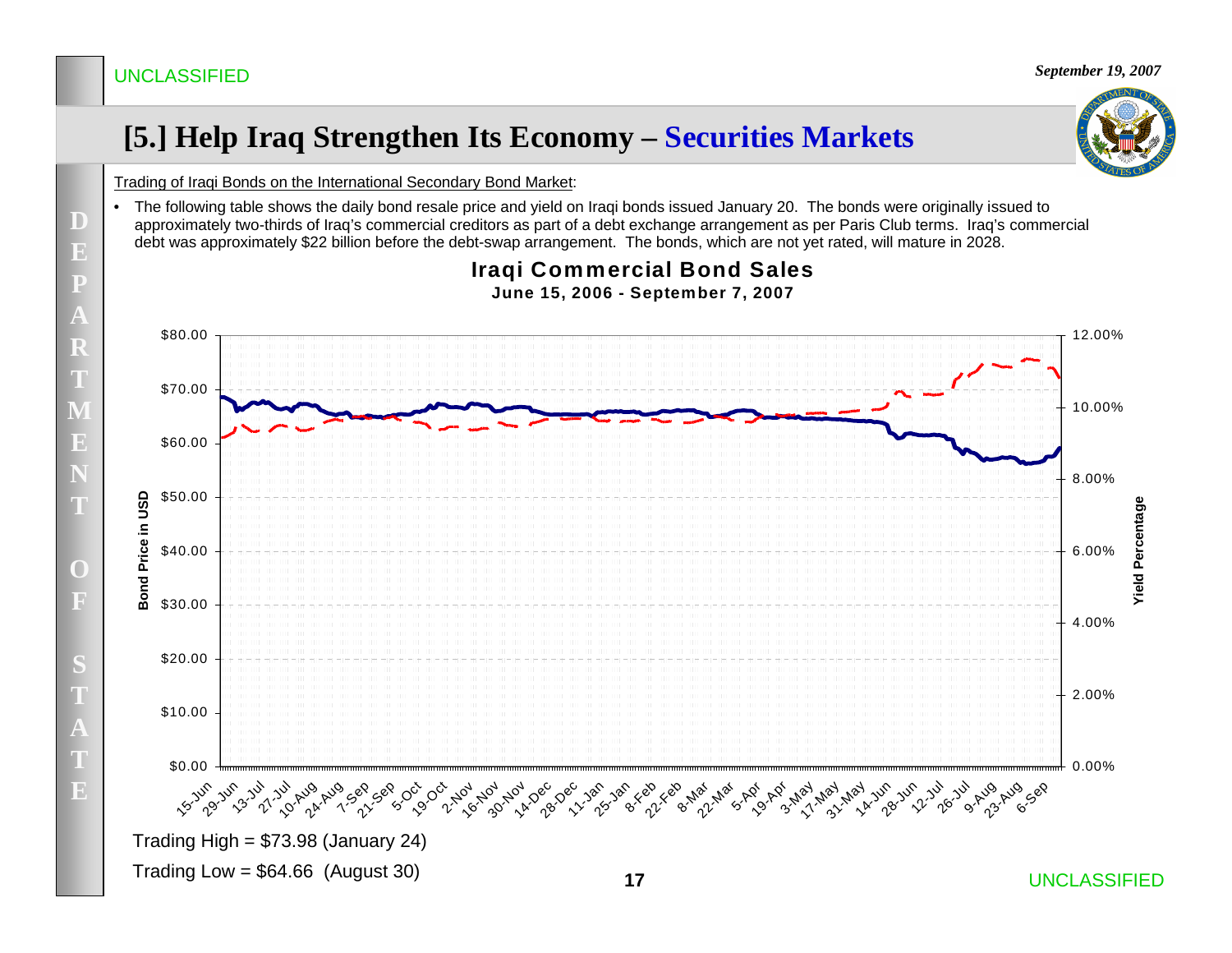## [5.] Help Iraq Strengthen Its Economy – Securities Markets

Trading of Iraqi Bonds on the International Secondary Bond Market:

- The following table shows the daily bond resale price and yield on Iraqi bonds issued January 20. The bonds were originally issued to approximately two-thirds of Iraq's commercial creditors as part of a debt exchange arrangement as per Paris Club terms. Iraq's commercial debt was approximately $22 billion before the debt-swap arrangement. The bonds, which are not yet rated, will mature in 2028.

**Iraqi Commercial Bond Sales**

**June 15, 2006 - September 7, 2007**

Trading High = $73.98 (January 24)

Trading Low = $64.66 (August 30)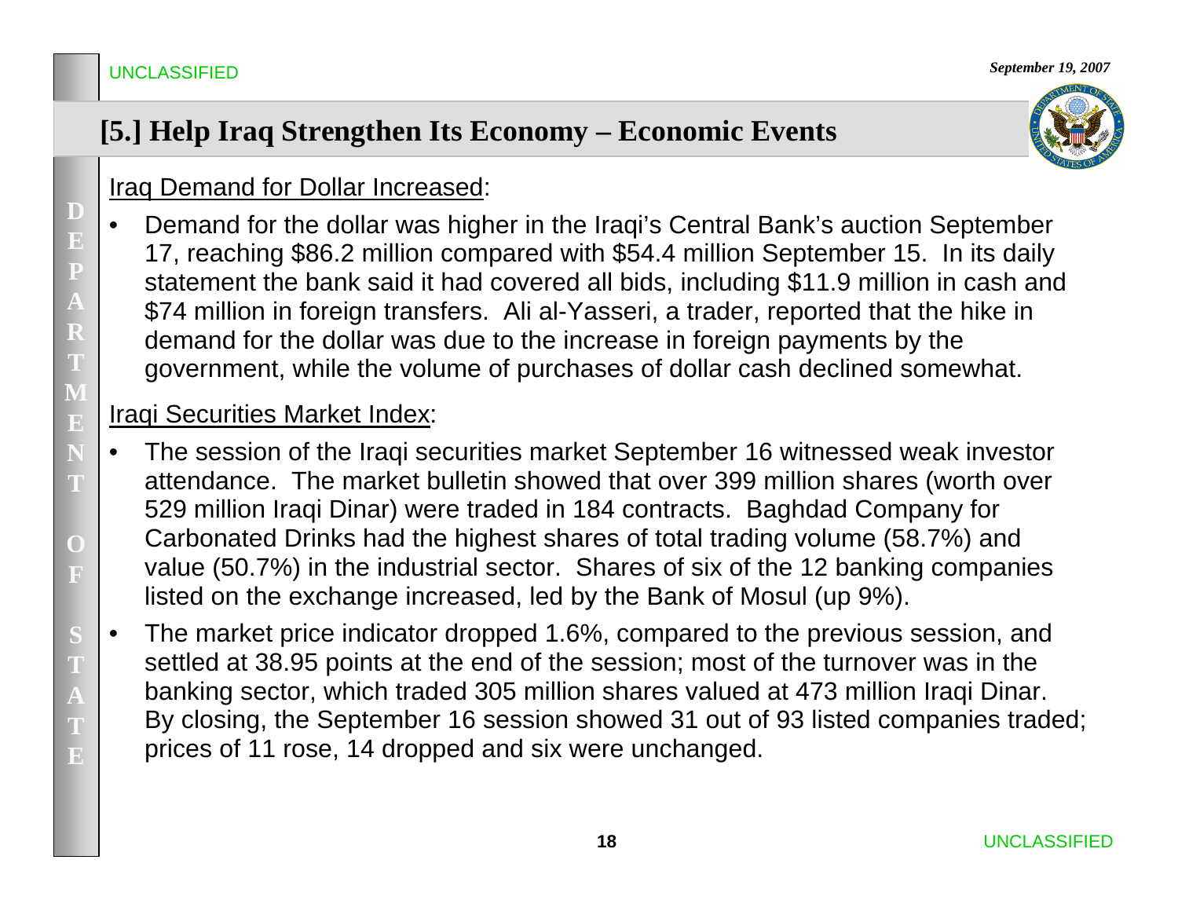## [5.] Help Iraq Strengthen Its Economy – Economic Events

Iraq Demand for Dollar Increased:

- Demand for the dollar was higher in the Iraqi's Central Bank's auction September 17, reaching $86.2 million compared with $54.4 million September 15. In its daily statement the bank said it had covered all bids, including $11.9 million in cash and $74 million in foreign transfers. Ali al-Yasseri, a trader, reported that the hike in demand for the dollar was due to the increase in foreign payments by the government, while the volume of purchases of dollar cash declined somewhat.

Iraqi Securities Market Index:

- The session of the Iraqi securities market September 16 witnessed weak investor attendance. The market bulletin showed that over 399 million shares (worth over 529 million Iraqi Dinar) were traded in 184 contracts. Baghdad Company for Carbonated Drinks had the highest shares of total trading volume (58.7%) and value (50.7%) in the industrial sector. Shares of six of the 12 banking companies listed on the exchange increased, led by the Bank of Mosul (up 9%).
- The market price indicator dropped 1.6%, compared to the previous session, and settled at 38.95 points at the end of the session; most of the turnover was in the banking sector, which traded 305 million shares valued at 473 million Iraqi Dinar. By closing, the September 16 session showed 31 out of 93 listed companies traded; prices of 11 rose, 14 dropped and six were unchanged.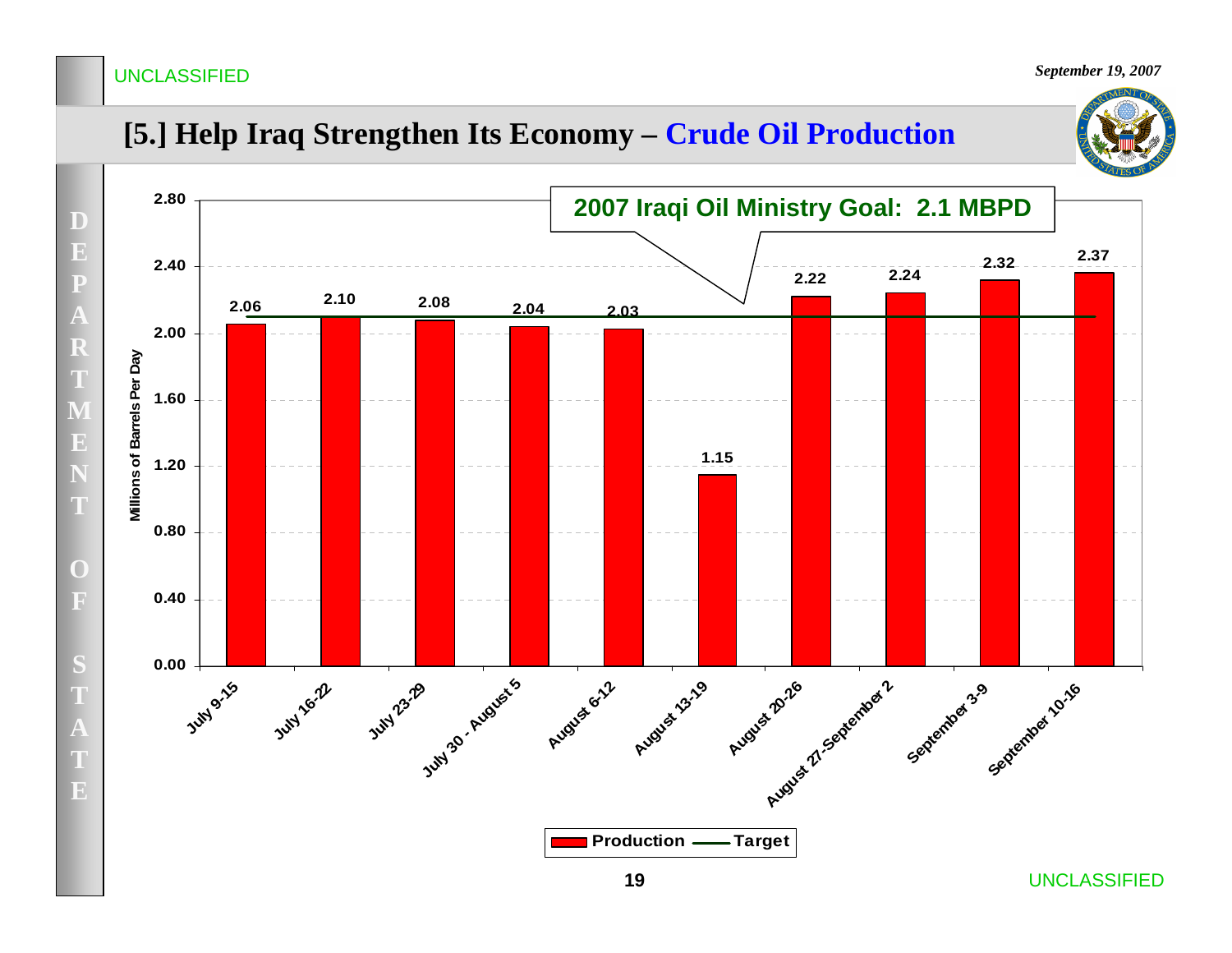UNCLASSIFIED

*September 19, 2007*

# [5.] Help Iraq Strengthen Its Economy – Crude Oil Production

**2007 Iraqi Oil Ministry Goal: 2.1 MBPD**

Millions of Barrels Per Day

| Week | Production |
| --- | --- |
| July 9-15 | 2.06 |
| July 16-22 | 2.10 |
| July 23-29 | 2.08 |
| July 30 - August 5 | 2.04 |
| August 6-12 | 2.03 |
| August 13-19 | 1.15 |
| August 20-26 | 2.22 |
| August 27-September 2 | 2.24 |
| September 3-9 | 2.32 |
| September 10-16 | 2.37 |

Production — Target

UNCLASSIFIED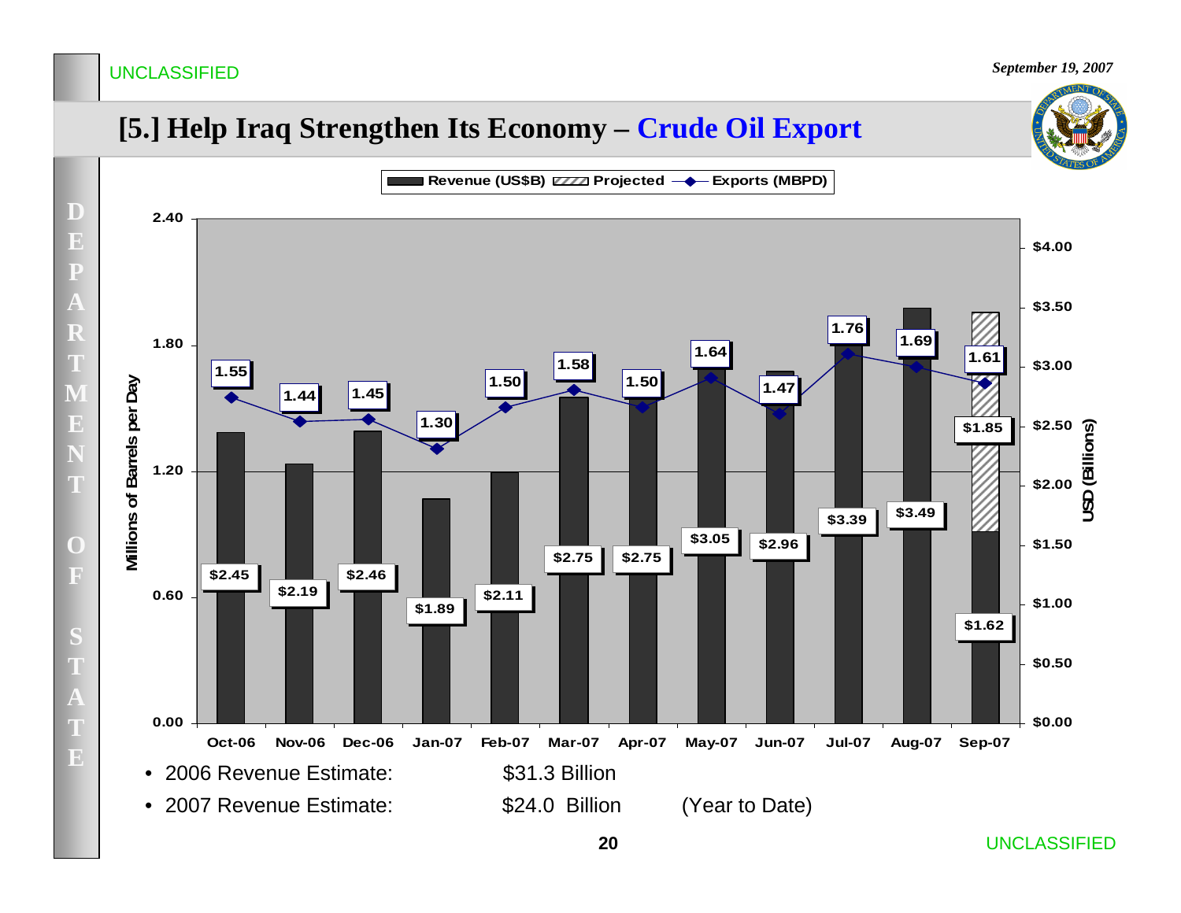# [5.] Help Iraq Strengthen Its Economy – Crude Oil Export

Revenue (US$B) | Projected | Exports (MBPD)

| Month | Revenue (US$B) | Exports (MBPD) |
|---|---|---|
| Oct-06 | $2.45 | 1.55 |
| Nov-06 | $2.19 | 1.44 |
| Dec-06 | $2.46 | 1.45 |
| Jan-07 | $1.89 | 1.30 |
| Feb-07 | $2.11 | 1.50 |
| Mar-07 | $2.75 | 1.58 |
| Apr-07 | $2.75 | 1.50 |
| May-07 | $3.05 | 1.64 |
| Jun-07 | $2.96 | 1.47 |
| Jul-07 | $3.39 | 1.76 |
| Aug-07 | $3.49 | 1.69 |
| Sep-07 | $1.62 (Projected: $1.85) | 1.61 |

- 2006 Revenue Estimate: $31.3 Billion
- 2007 Revenue Estimate: $24.0 Billion (Year to Date)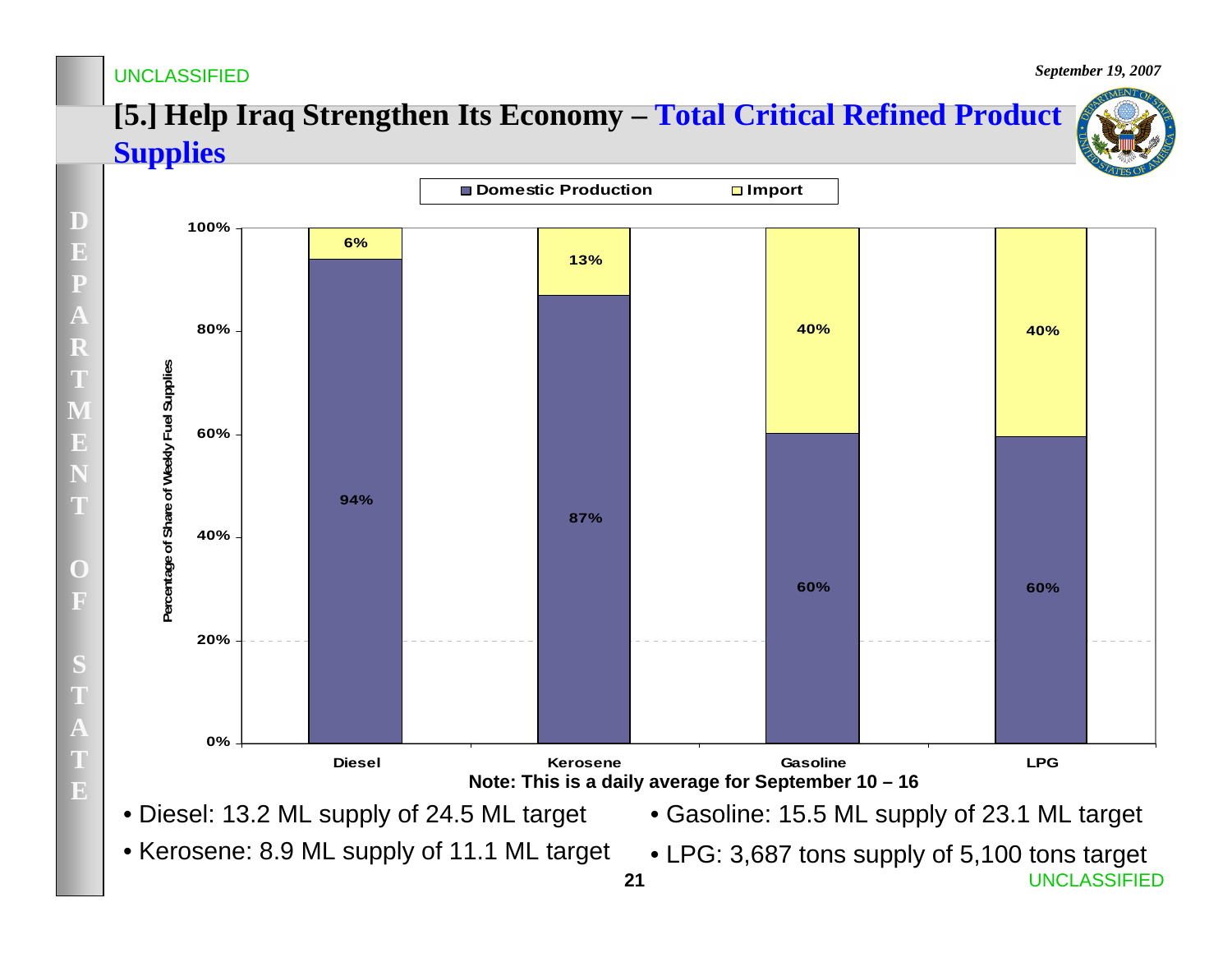UNCLASSIFIED

*September 19, 2007*

# [5.] Help Iraq Strengthen Its Economy – Total Critical Refined Product Supplies

| Fuel | Domestic Production | Import |
|---|---|---|
| Diesel | 94% | 6% |
| Kerosene | 87% | 13% |
| Gasoline | 60% | 40% |
| LPG | 60% | 40% |

Percentage of Share of Weekly Fuel Supplies

**Note: This is a daily average for September 10 – 16**

- Diesel: 13.2 ML supply of 24.5 ML target
- Kerosene: 8.9 ML supply of 11.1 ML target
- Gasoline: 15.5 ML supply of 23.1 ML target
- LPG: 3,687 tons supply of 5,100 tons target

UNCLASSIFIED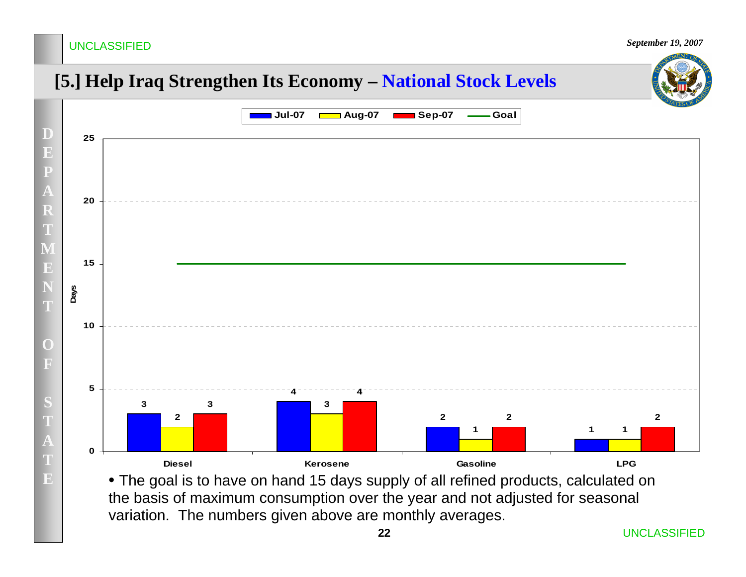# [5.] Help Iraq Strengthen Its Economy – National Stock Levels

| Days | Jul-07 | Aug-07 | Sep-07 | Goal |
|---|---|---|---|---|
| Diesel | 3 | 2 | 3 | 15 |
| Kerosene | 4 | 3 | 4 | 15 |
| Gasoline | 2 | 1 | 2 | 15 |
| LPG | 1 | 1 | 2 | 15 |

- The goal is to have on hand 15 days supply of all refined products, calculated on the basis of maximum consumption over the year and not adjusted for seasonal variation. The numbers given above are monthly averages.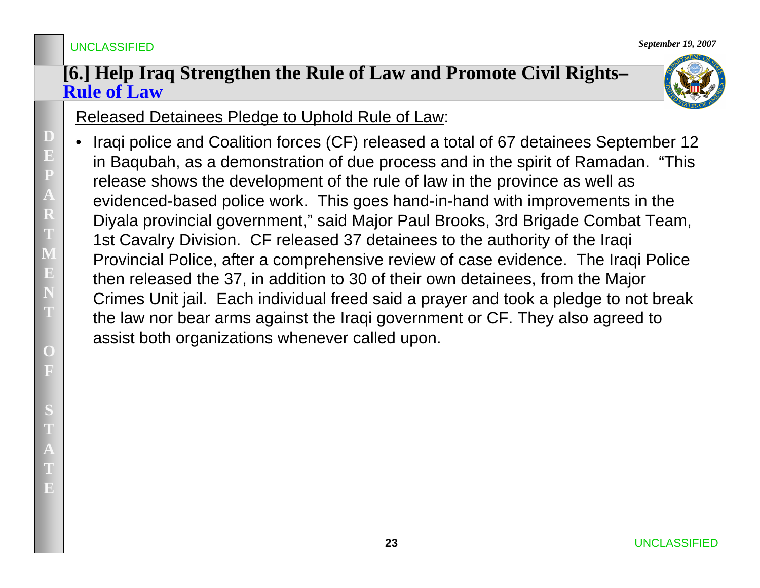## [6.] Help Iraq Strengthen the Rule of Law and Promote Civil Rights– Rule of Law

Released Detainees Pledge to Uphold Rule of Law:

- Iraqi police and Coalition forces (CF) released a total of 67 detainees September 12 in Baqubah, as a demonstration of due process and in the spirit of Ramadan. "This release shows the development of the rule of law in the province as well as evidenced-based police work. This goes hand-in-hand with improvements in the Diyala provincial government," said Major Paul Brooks, 3rd Brigade Combat Team, 1st Cavalry Division. CF released 37 detainees to the authority of the Iraqi Provincial Police, after a comprehensive review of case evidence. The Iraqi Police then released the 37, in addition to 30 of their own detainees, from the Major Crimes Unit jail. Each individual freed said a prayer and took a pledge to not break the law nor bear arms against the Iraqi government or CF. They also agreed to assist both organizations whenever called upon.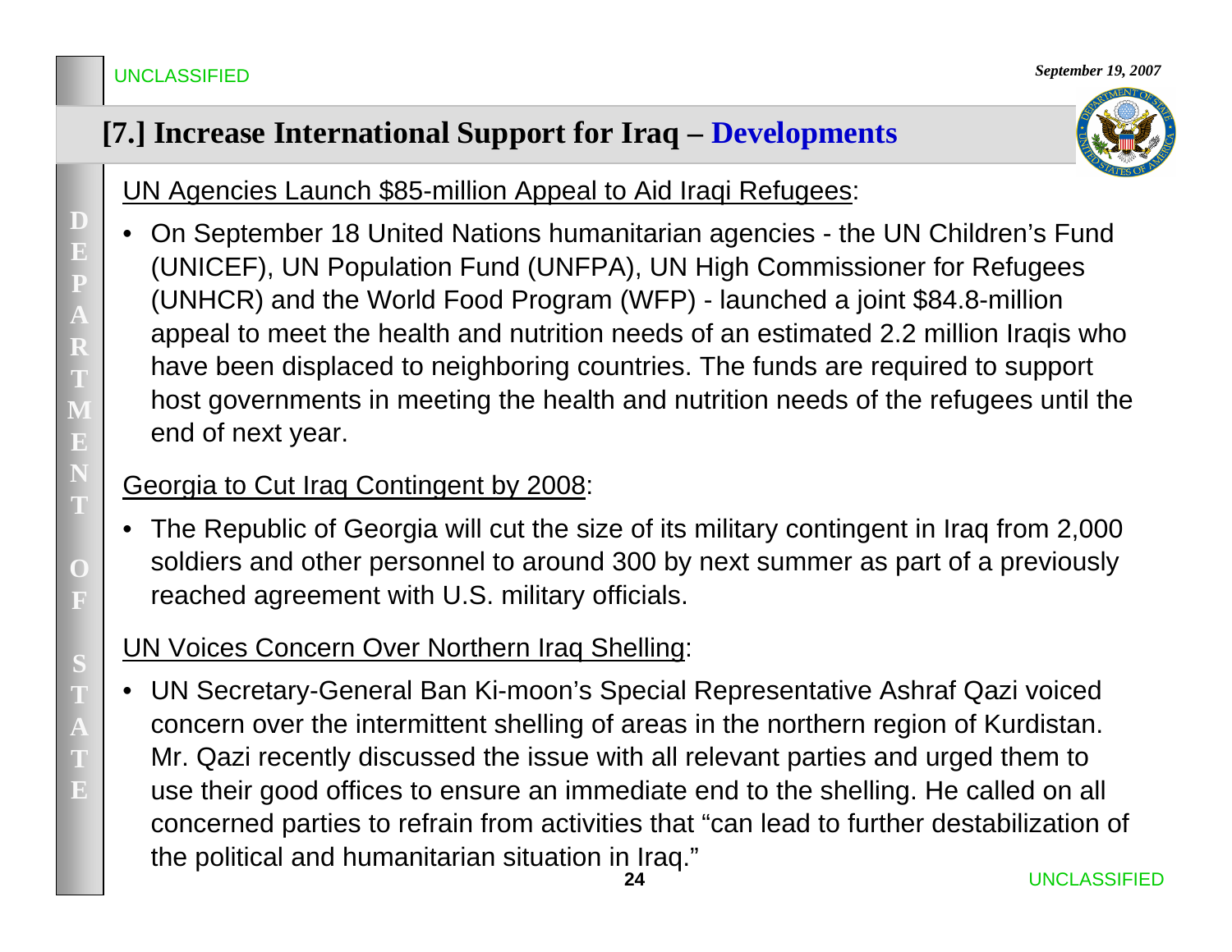## [7.] Increase International Support for Iraq – Developments

UN Agencies Launch $85-million Appeal to Aid Iraqi Refugees:

- On September 18 United Nations humanitarian agencies - the UN Children's Fund (UNICEF), UN Population Fund (UNFPA), UN High Commissioner for Refugees (UNHCR) and the World Food Program (WFP) - launched a joint $84.8-million appeal to meet the health and nutrition needs of an estimated 2.2 million Iraqis who have been displaced to neighboring countries. The funds are required to support host governments in meeting the health and nutrition needs of the refugees until the end of next year.

Georgia to Cut Iraq Contingent by 2008:

- The Republic of Georgia will cut the size of its military contingent in Iraq from 2,000 soldiers and other personnel to around 300 by next summer as part of a previously reached agreement with U.S. military officials.

UN Voices Concern Over Northern Iraq Shelling:

- UN Secretary-General Ban Ki-moon's Special Representative Ashraf Qazi voiced concern over the intermittent shelling of areas in the northern region of Kurdistan. Mr. Qazi recently discussed the issue with all relevant parties and urged them to use their good offices to ensure an immediate end to the shelling. He called on all concerned parties to refrain from activities that "can lead to further destabilization of the political and humanitarian situation in Iraq."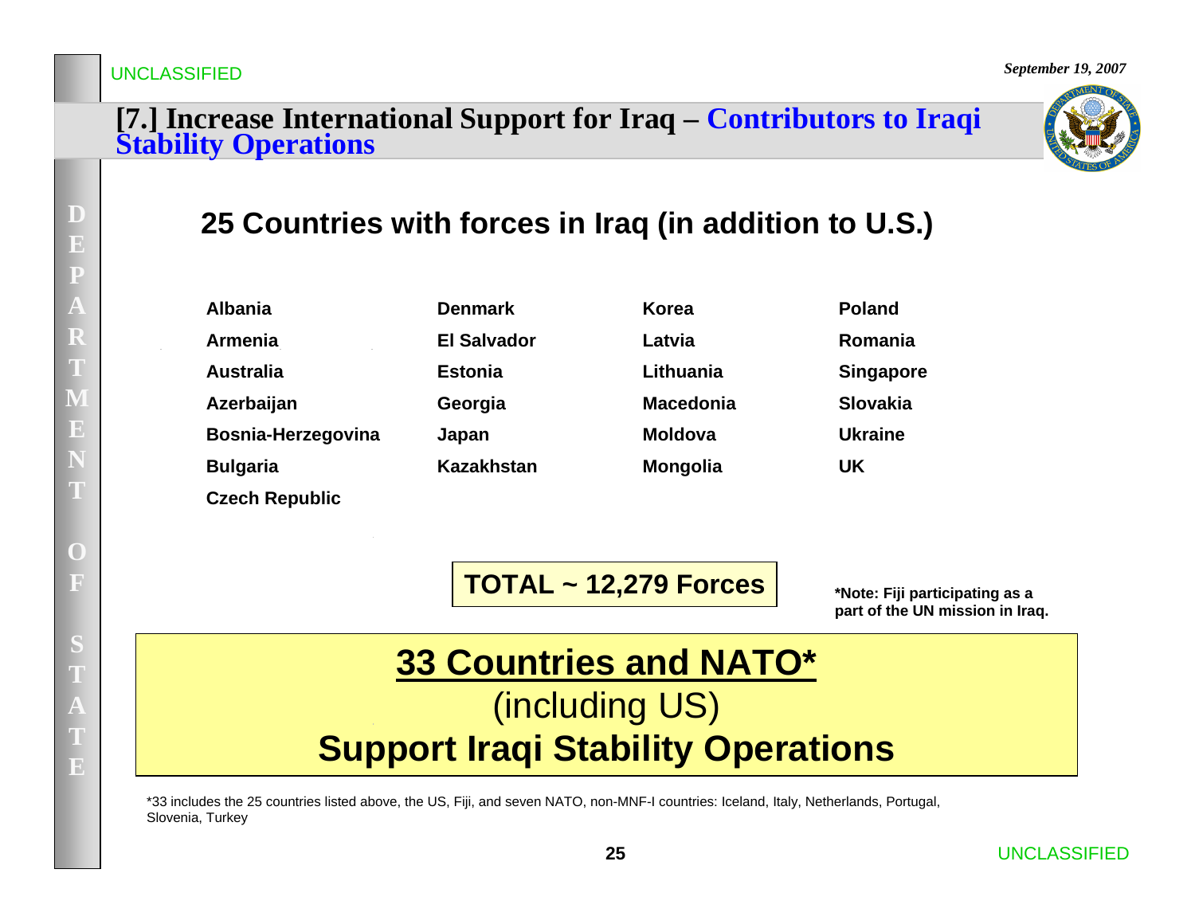UNCLASSIFIED

*September 19, 2007*

# [7.] Increase International Support for Iraq – Contributors to Iraqi Stability Operations

## 25 Countries with forces in Iraq (in addition to U.S.)

| | | | |
|---|---|---|---|
| **Albania** | **Denmark** | **Korea** | **Poland** |
| **Armenia** | **El Salvador** | **Latvia** | **Romania** |
| **Australia** | **Estonia** | **Lithuania** | **Singapore** |
| **Azerbaijan** | **Georgia** | **Macedonia** | **Slovakia** |
| **Bosnia-Herzegovina** | **Japan** | **Moldova** | **Ukraine** |
| **Bulgaria** | **Kazakhstan** | **Mongolia** | **UK** |
| **Czech Republic** | | | |

**TOTAL ~ 12,279 Forces**

**\*Note: Fiji participating as a part of the UN mission in Iraq.**

**33 Countries and NATO***

(including US)

**Support Iraqi Stability Operations**

*33 includes the 25 countries listed above, the US, Fiji, and seven NATO, non-MNF-I countries: Iceland, Italy, Netherlands, Portugal, Slovenia, Turkey

UNCLASSIFIED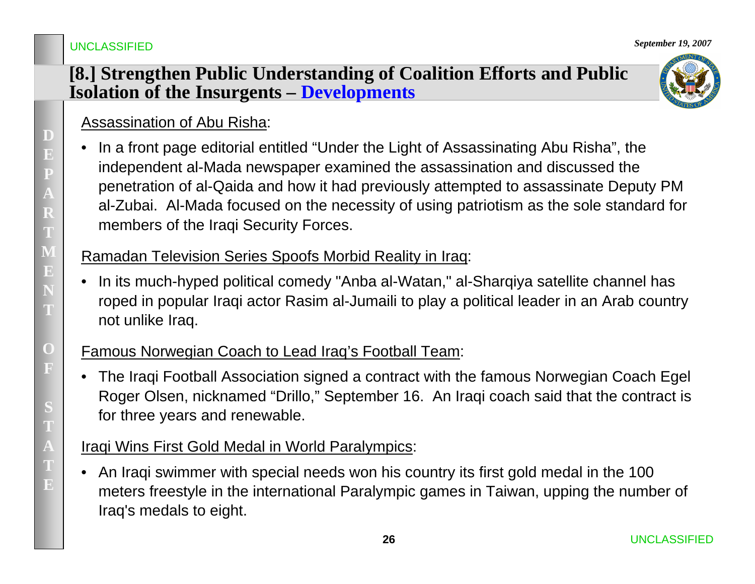UNCLASSIFIED

*September 19, 2007*

## [8.] Strengthen Public Understanding of Coalition Efforts and Public Isolation of the Insurgents – Developments

Assassination of Abu Risha:

- In a front page editorial entitled "Under the Light of Assassinating Abu Risha", the independent al-Mada newspaper examined the assassination and discussed the penetration of al-Qaida and how it had previously attempted to assassinate Deputy PM al-Zubai. Al-Mada focused on the necessity of using patriotism as the sole standard for members of the Iraqi Security Forces.

Ramadan Television Series Spoofs Morbid Reality in Iraq:

- In its much-hyped political comedy "Anba al-Watan," al-Sharqiya satellite channel has roped in popular Iraqi actor Rasim al-Jumaili to play a political leader in an Arab country not unlike Iraq.

Famous Norwegian Coach to Lead Iraq's Football Team:

- The Iraqi Football Association signed a contract with the famous Norwegian Coach Egel Roger Olsen, nicknamed "Drillo," September 16. An Iraqi coach said that the contract is for three years and renewable.

Iraqi Wins First Gold Medal in World Paralympics:

- An Iraqi swimmer with special needs won his country its first gold medal in the 100 meters freestyle in the international Paralympic games in Taiwan, upping the number of Iraq's medals to eight.

UNCLASSIFIED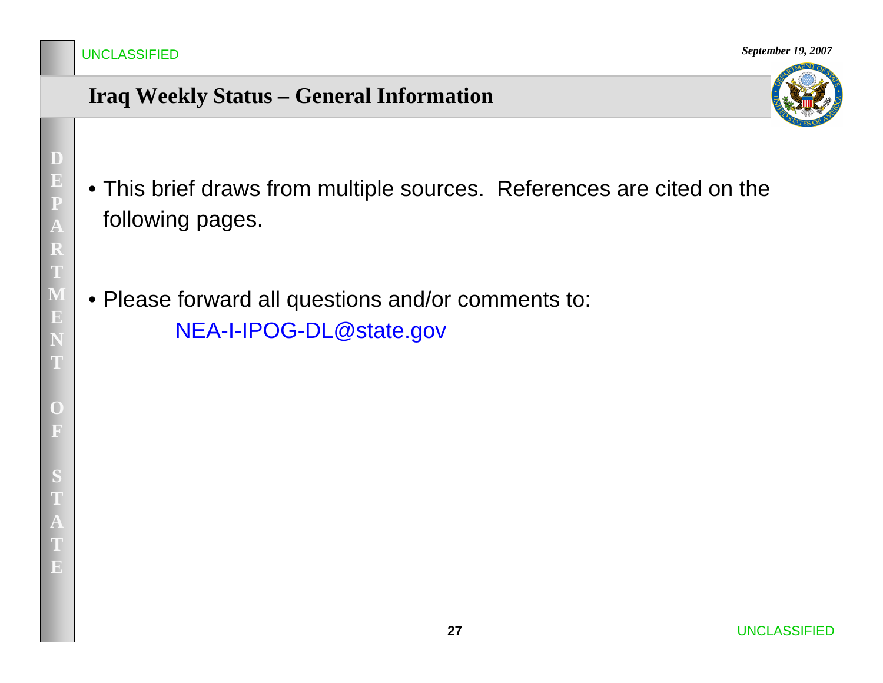# Iraq Weekly Status – General Information

- This brief draws from multiple sources. References are cited on the following pages.

- Please forward all questions and/or comments to:
  NEA-I-IPOG-DL@state.gov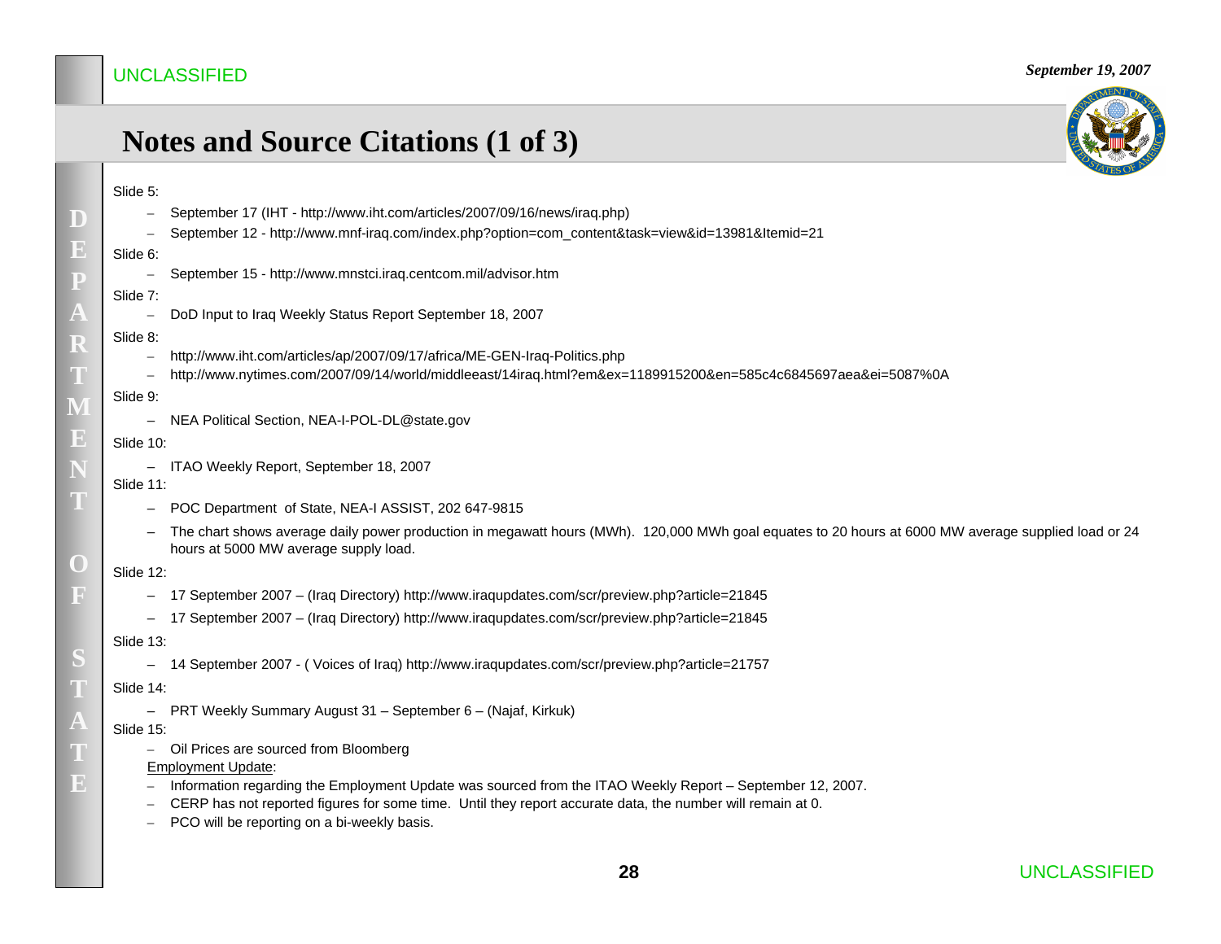UNCLASSIFIED

*September 19, 2007*

# Notes and Source Citations (1 of 3)

Slide 5:

- September 17 (IHT - http://www.iht.com/articles/2007/09/16/news/iraq.php)
- September 12 - http://www.mnf-iraq.com/index.php?option=com_content&task=view&id=13981&Itemid=21

Slide 6:

- September 15 - http://www.mnstci.iraq.centcom.mil/advisor.htm

Slide 7:

- DoD Input to Iraq Weekly Status Report September 18, 2007

Slide 8:

- http://www.iht.com/articles/ap/2007/09/17/africa/ME-GEN-Iraq-Politics.php
- http://www.nytimes.com/2007/09/14/world/middleeast/14iraq.html?em&ex=1189915200&en=585c4c6845697aea&ei=5087%0A

Slide 9:

- NEA Political Section, NEA-I-POL-DL@state.gov

Slide 10:

- ITAO Weekly Report, September 18, 2007

Slide 11:

- POC Department of State, NEA-I ASSIST, 202 647-9815
- The chart shows average daily power production in megawatt hours (MWh). 120,000 MWh goal equates to 20 hours at 6000 MW average supplied load or 24 hours at 5000 MW average supply load.

Slide 12:

- 17 September 2007 – (Iraq Directory) http://www.iraqupdates.com/scr/preview.php?article=21845
- 17 September 2007 – (Iraq Directory) http://www.iraqupdates.com/scr/preview.php?article=21845

Slide 13:

- 14 September 2007 - ( Voices of Iraq) http://www.iraqupdates.com/scr/preview.php?article=21757

Slide 14:

- PRT Weekly Summary August 31 – September 6 – (Najaf, Kirkuk)

Slide 15:

- Oil Prices are sourced from Bloomberg

Employment Update:

- Information regarding the Employment Update was sourced from the ITAO Weekly Report – September 12, 2007.
- CERP has not reported figures for some time. Until they report accurate data, the number will remain at 0.
- PCO will be reporting on a bi-weekly basis.

UNCLASSIFIED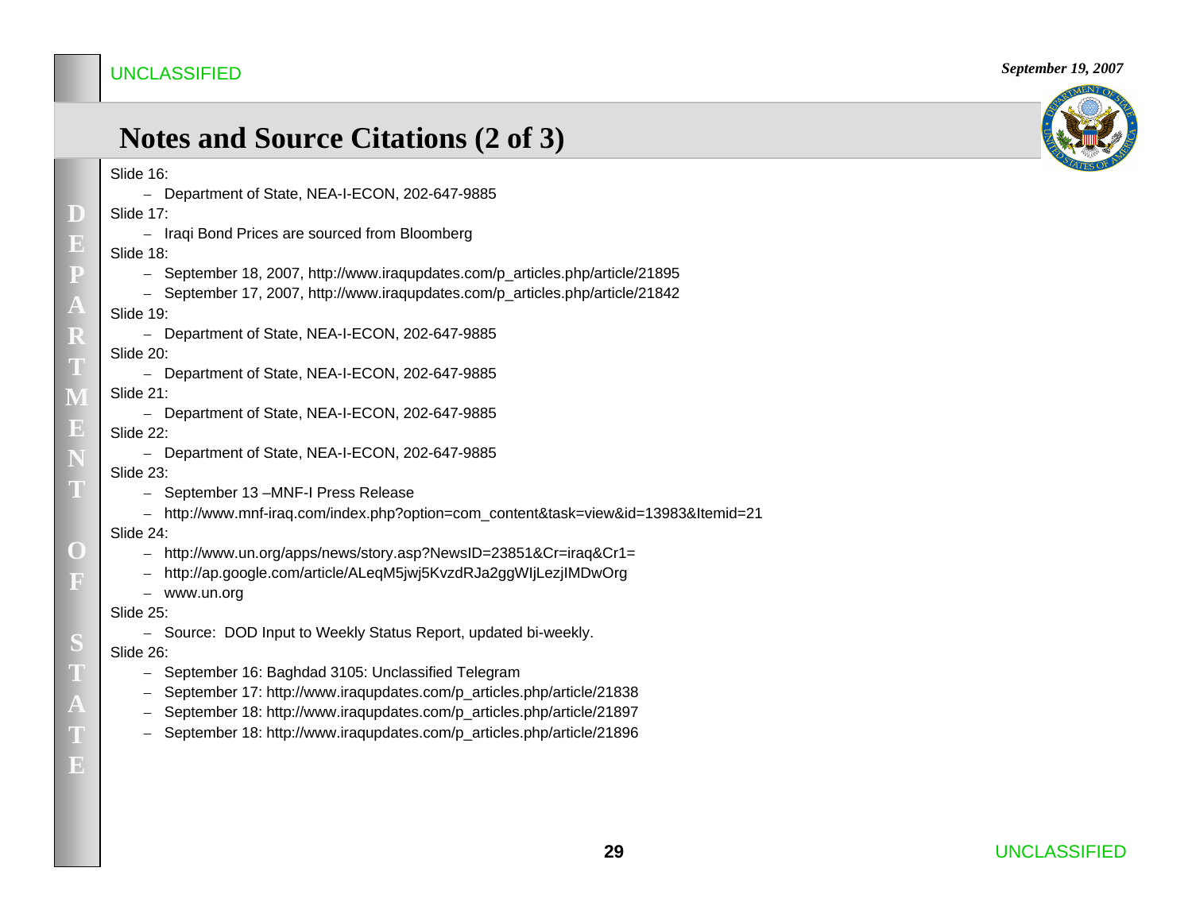# Notes and Source Citations (2 of 3)

Slide 16:

- Department of State, NEA-I-ECON, 202-647-9885

Slide 17:

- Iraqi Bond Prices are sourced from Bloomberg

Slide 18:

- September 18, 2007, http://www.iraqupdates.com/p_articles.php/article/21895
- September 17, 2007, http://www.iraqupdates.com/p_articles.php/article/21842

Slide 19:

- Department of State, NEA-I-ECON, 202-647-9885

Slide 20:

- Department of State, NEA-I-ECON, 202-647-9885

Slide 21:

- Department of State, NEA-I-ECON, 202-647-9885

Slide 22:

- Department of State, NEA-I-ECON, 202-647-9885

Slide 23:

- September 13 –MNF-I Press Release
- http://www.mnf-iraq.com/index.php?option=com_content&task=view&id=13983&Itemid=21

Slide 24:

- http://www.un.org/apps/news/story.asp?NewsID=23851&Cr=iraq&Cr1=
- http://ap.google.com/article/ALeqM5jwj5KvzdRJa2ggWIjLezjIMDwOrg
- www.un.org

Slide 25:

- Source: DOD Input to Weekly Status Report, updated bi-weekly.

Slide 26:

- September 16: Baghdad 3105: Unclassified Telegram
- September 17: http://www.iraqupdates.com/p_articles.php/article/21838
- September 18: http://www.iraqupdates.com/p_articles.php/article/21897
- September 18: http://www.iraqupdates.com/p_articles.php/article/21896